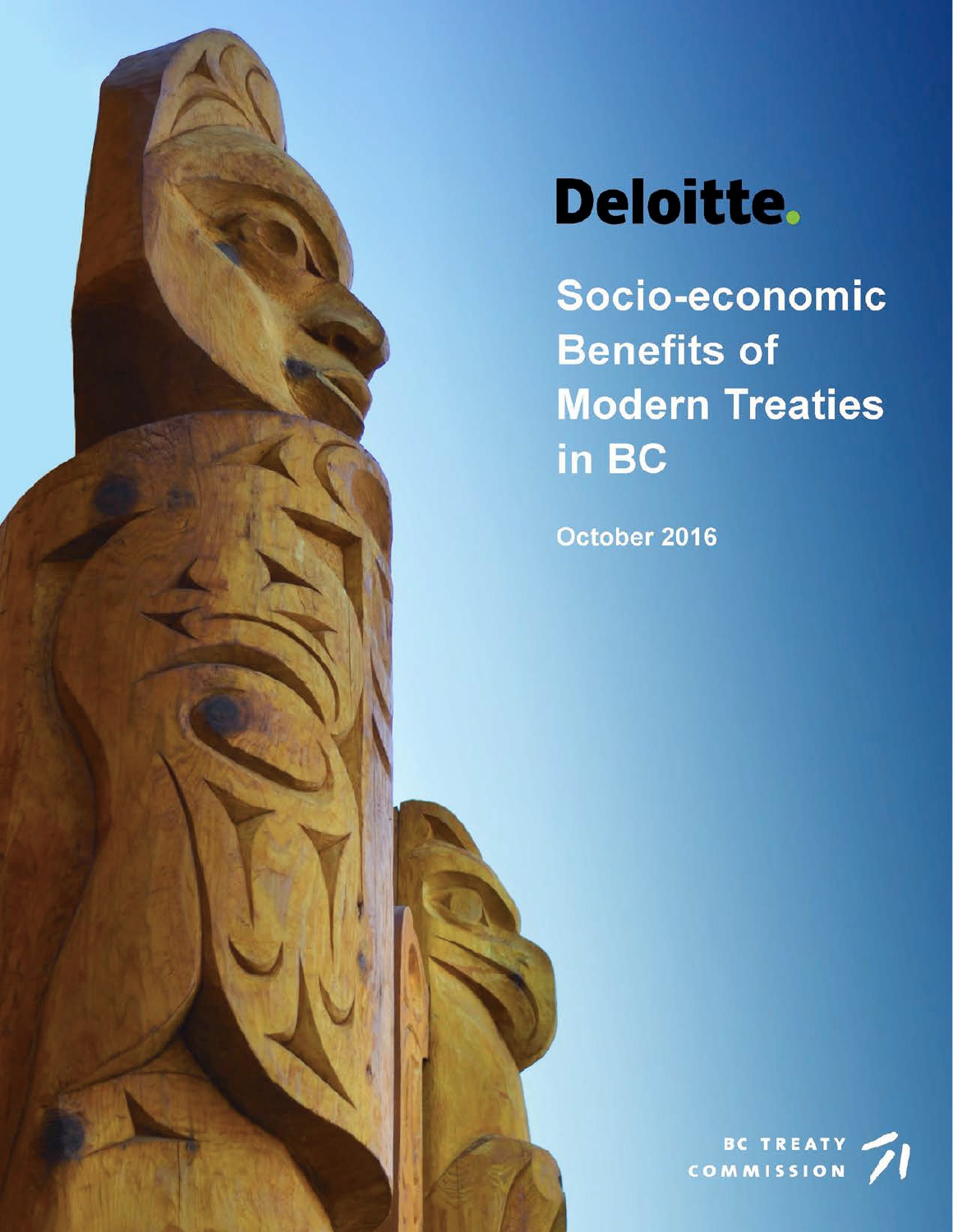Deloitte.

# Socio-economic Benefits of Modern Treaties in BC

October 2016

BC TREATY COMMISSION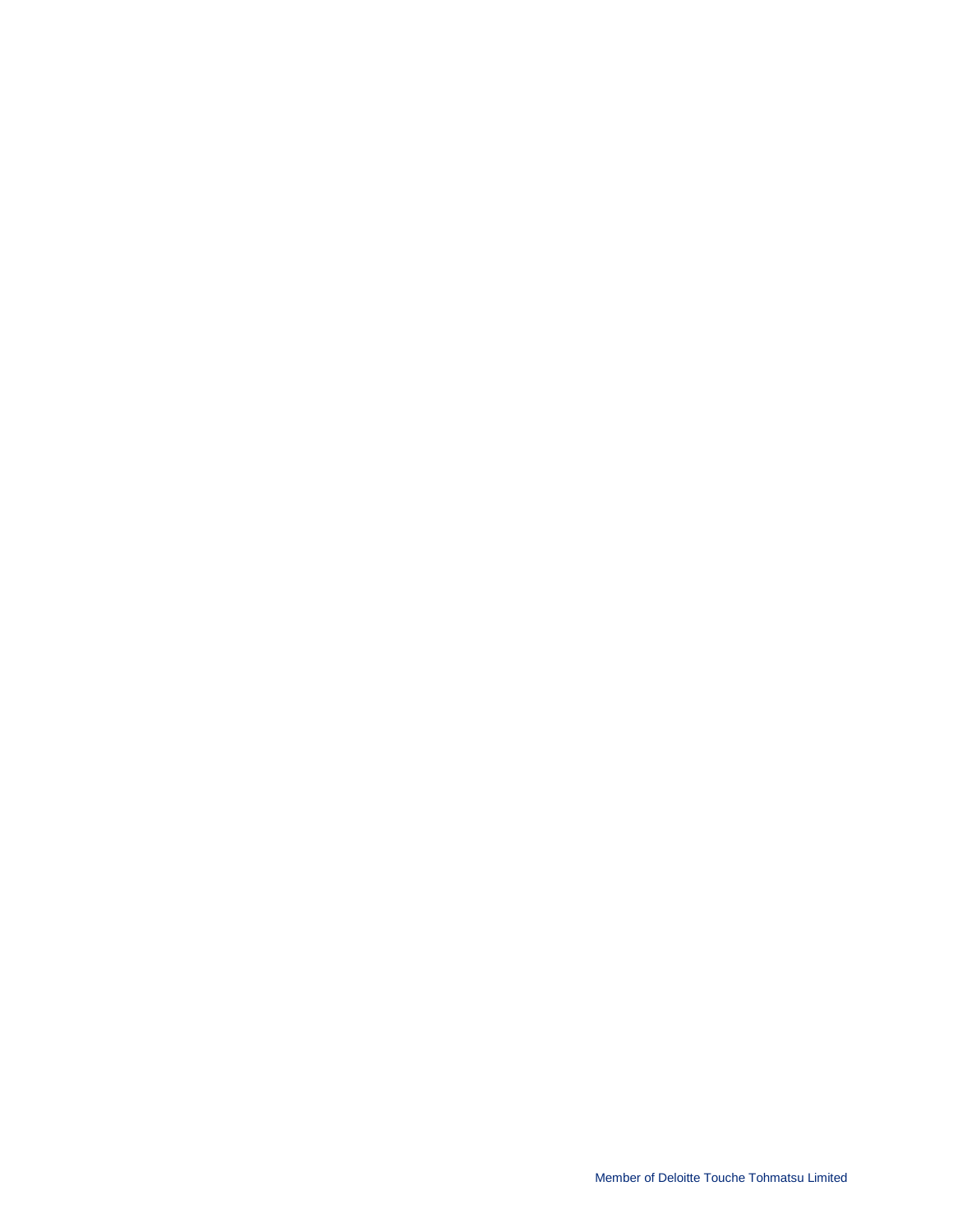Member of Deloitte Touche Tohmatsu Limited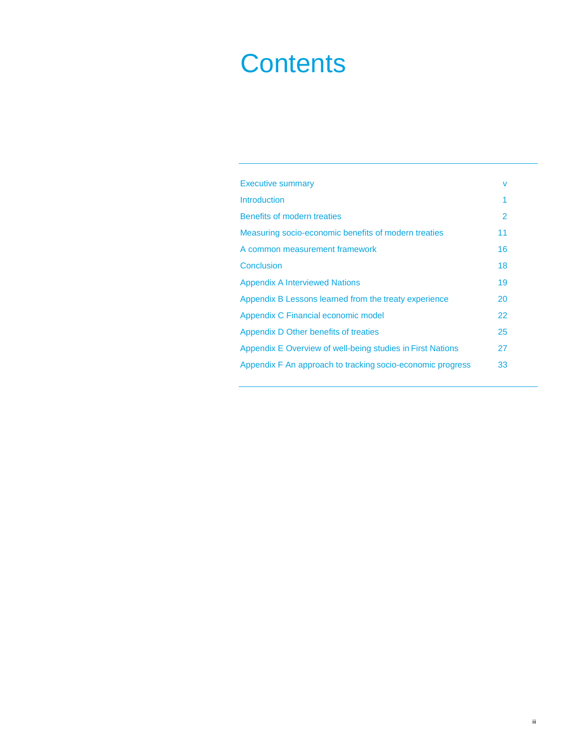# Contents

| | |
|---|---|
| Executive summary | v |
| Introduction | 1 |
| Benefits of modern treaties | 2 |
| Measuring socio-economic benefits of modern treaties | 11 |
| A common measurement framework | 16 |
| Conclusion | 18 |
| Appendix A Interviewed Nations | 19 |
| Appendix B Lessons learned from the treaty experience | 20 |
| Appendix C Financial economic model | 22 |
| Appendix D Other benefits of treaties | 25 |
| Appendix E Overview of well-being studies in First Nations | 27 |
| Appendix F An approach to tracking socio-economic progress | 33 |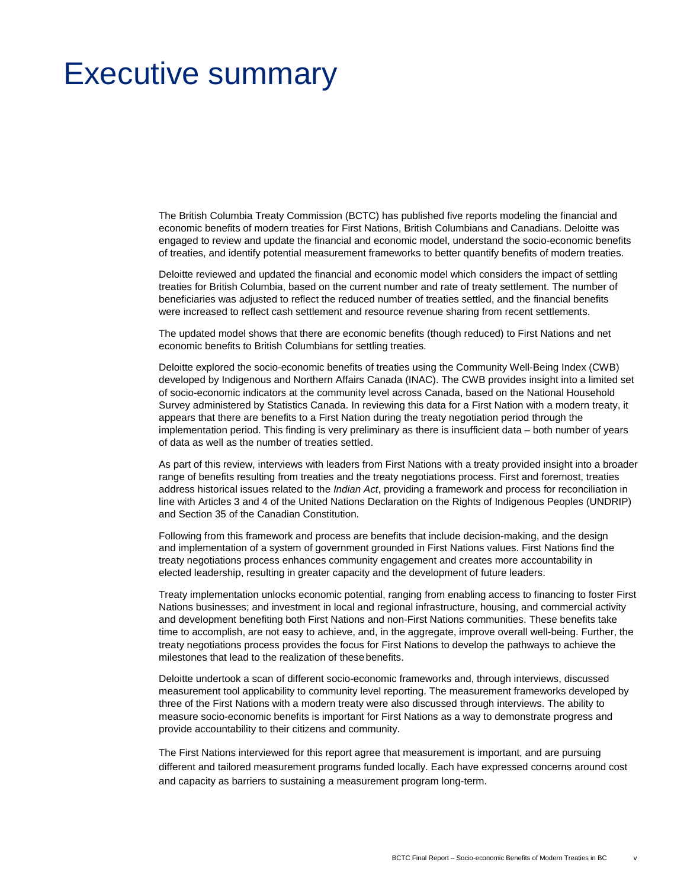# Executive summary

The British Columbia Treaty Commission (BCTC) has published five reports modeling the financial and economic benefits of modern treaties for First Nations, British Columbians and Canadians. Deloitte was engaged to review and update the financial and economic model, understand the socio-economic benefits of treaties, and identify potential measurement frameworks to better quantify benefits of modern treaties.

Deloitte reviewed and updated the financial and economic model which considers the impact of settling treaties for British Columbia, based on the current number and rate of treaty settlement. The number of beneficiaries was adjusted to reflect the reduced number of treaties settled, and the financial benefits were increased to reflect cash settlement and resource revenue sharing from recent settlements.

The updated model shows that there are economic benefits (though reduced) to First Nations and net economic benefits to British Columbians for settling treaties.

Deloitte explored the socio-economic benefits of treaties using the Community Well-Being Index (CWB) developed by Indigenous and Northern Affairs Canada (INAC). The CWB provides insight into a limited set of socio-economic indicators at the community level across Canada, based on the National Household Survey administered by Statistics Canada. In reviewing this data for a First Nation with a modern treaty, it appears that there are benefits to a First Nation during the treaty negotiation period through the implementation period. This finding is very preliminary as there is insufficient data – both number of years of data as well as the number of treaties settled.

As part of this review, interviews with leaders from First Nations with a treaty provided insight into a broader range of benefits resulting from treaties and the treaty negotiations process. First and foremost, treaties address historical issues related to the *Indian Act*, providing a framework and process for reconciliation in line with Articles 3 and 4 of the United Nations Declaration on the Rights of Indigenous Peoples (UNDRIP) and Section 35 of the Canadian Constitution.

Following from this framework and process are benefits that include decision-making, and the design and implementation of a system of government grounded in First Nations values. First Nations find the treaty negotiations process enhances community engagement and creates more accountability in elected leadership, resulting in greater capacity and the development of future leaders.

Treaty implementation unlocks economic potential, ranging from enabling access to financing to foster First Nations businesses; and investment in local and regional infrastructure, housing, and commercial activity and development benefiting both First Nations and non-First Nations communities. These benefits take time to accomplish, are not easy to achieve, and, in the aggregate, improve overall well-being. Further, the treaty negotiations process provides the focus for First Nations to develop the pathways to achieve the milestones that lead to the realization of these benefits.

Deloitte undertook a scan of different socio-economic frameworks and, through interviews, discussed measurement tool applicability to community level reporting. The measurement frameworks developed by three of the First Nations with a modern treaty were also discussed through interviews. The ability to measure socio-economic benefits is important for First Nations as a way to demonstrate progress and provide accountability to their citizens and community.

The First Nations interviewed for this report agree that measurement is important, and are pursuing different and tailored measurement programs funded locally. Each have expressed concerns around cost and capacity as barriers to sustaining a measurement program long-term.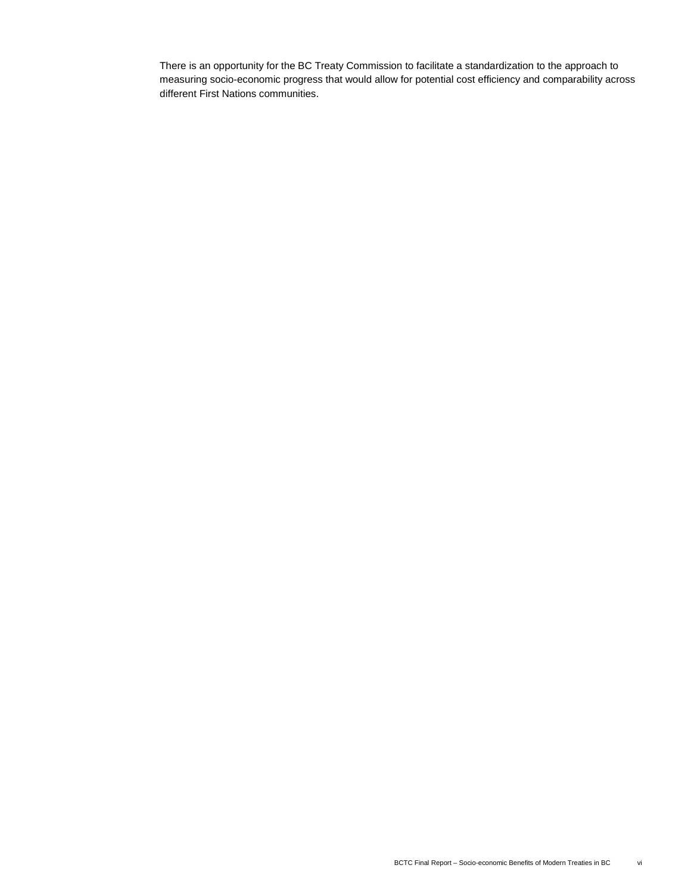There is an opportunity for the BC Treaty Commission to facilitate a standardization to the approach to measuring socio-economic progress that would allow for potential cost efficiency and comparability across different First Nations communities.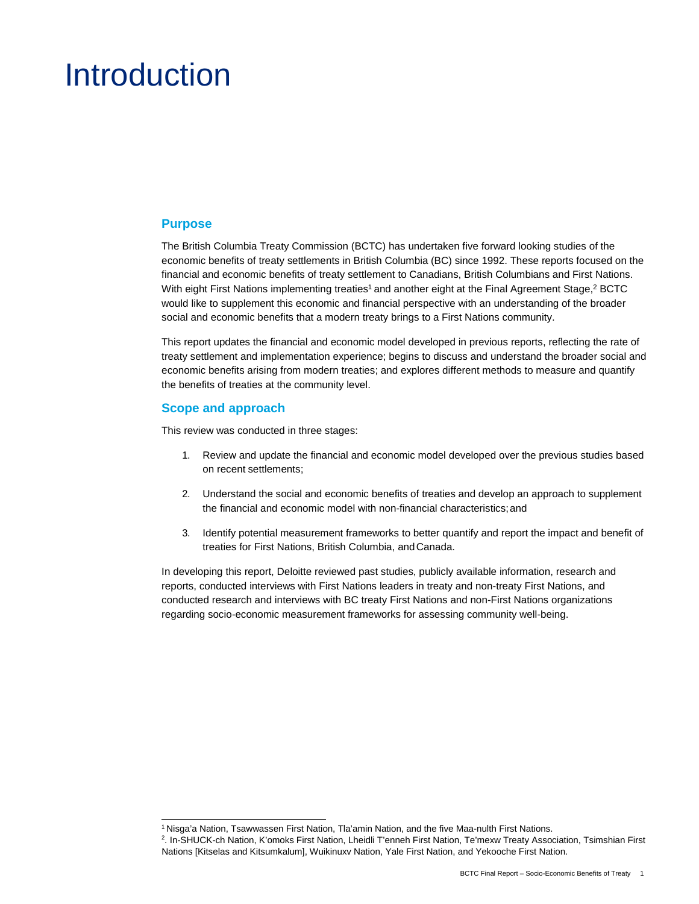# Introduction

## Purpose

The British Columbia Treaty Commission (BCTC) has undertaken five forward looking studies of the economic benefits of treaty settlements in British Columbia (BC) since 1992. These reports focused on the financial and economic benefits of treaty settlement to Canadians, British Columbians and First Nations. With eight First Nations implementing treaties[1] and another eight at the Final Agreement Stage,[2] BCTC would like to supplement this economic and financial perspective with an understanding of the broader social and economic benefits that a modern treaty brings to a First Nations community.

This report updates the financial and economic model developed in previous reports, reflecting the rate of treaty settlement and implementation experience; begins to discuss and understand the broader social and economic benefits arising from modern treaties; and explores different methods to measure and quantify the benefits of treaties at the community level.

## Scope and approach

This review was conducted in three stages:

1. Review and update the financial and economic model developed over the previous studies based on recent settlements;
2. Understand the social and economic benefits of treaties and develop an approach to supplement the financial and economic model with non-financial characteristics; and
3. Identify potential measurement frameworks to better quantify and report the impact and benefit of treaties for First Nations, British Columbia, and Canada.

In developing this report, Deloitte reviewed past studies, publicly available information, research and reports, conducted interviews with First Nations leaders in treaty and non-treaty First Nations, and conducted research and interviews with BC treaty First Nations and non-First Nations organizations regarding socio-economic measurement frameworks for assessing community well-being.

---

[1] Nisga'a Nation, Tsawwassen First Nation, Tla'amin Nation, and the five Maa-nulth First Nations.

[2]. In-SHUCK-ch Nation, K'omoks First Nation, Lheidli T'enneh First Nation, Te'mexw Treaty Association, Tsimshian First Nations [Kitselas and Kitsumkalum], Wuikinuxv Nation, Yale First Nation, and Yekooche First Nation.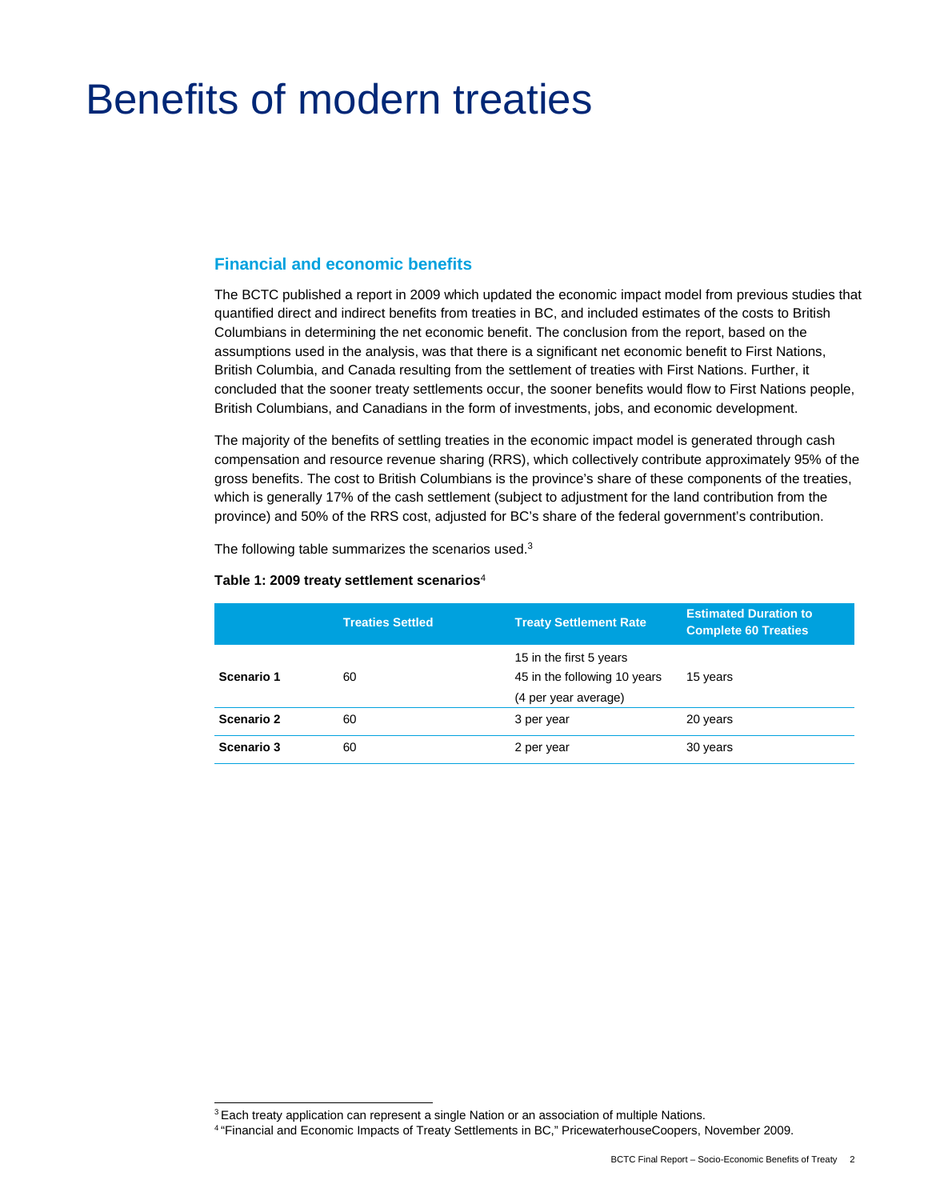# Benefits of modern treaties

## Financial and economic benefits

The BCTC published a report in 2009 which updated the economic impact model from previous studies that quantified direct and indirect benefits from treaties in BC, and included estimates of the costs to British Columbians in determining the net economic benefit. The conclusion from the report, based on the assumptions used in the analysis, was that there is a significant net economic benefit to First Nations, British Columbia, and Canada resulting from the settlement of treaties with First Nations. Further, it concluded that the sooner treaty settlements occur, the sooner benefits would flow to First Nations people, British Columbians, and Canadians in the form of investments, jobs, and economic development.

The majority of the benefits of settling treaties in the economic impact model is generated through cash compensation and resource revenue sharing (RRS), which collectively contribute approximately 95% of the gross benefits. The cost to British Columbians is the province's share of these components of the treaties, which is generally 17% of the cash settlement (subject to adjustment for the land contribution from the province) and 50% of the RRS cost, adjusted for BC's share of the federal government's contribution.

The following table summarizes the scenarios used.[3]

**Table 1: 2009 treaty settlement scenarios**[4]

| | Treaties Settled | Treaty Settlement Rate | Estimated Duration to Complete 60 Treaties |
|---|---|---|---|
| **Scenario 1** | 60 | 15 in the first 5 years<br>45 in the following 10 years<br>(4 per year average) | 15 years |
| **Scenario 2** | 60 | 3 per year | 20 years |
| **Scenario 3** | 60 | 2 per year | 30 years |

[3] Each treaty application can represent a single Nation or an association of multiple Nations.

[4] "Financial and Economic Impacts of Treaty Settlements in BC," PricewaterhouseCoopers, November 2009.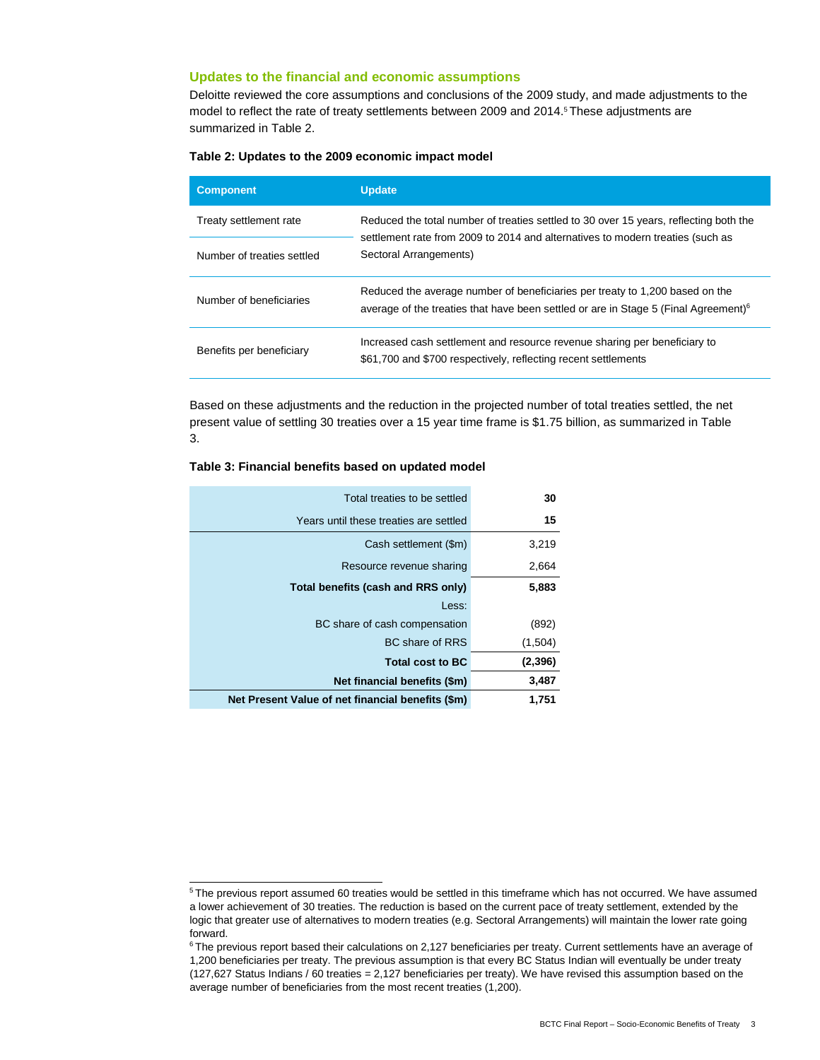## Updates to the financial and economic assumptions

Deloitte reviewed the core assumptions and conclusions of the 2009 study, and made adjustments to the model to reflect the rate of treaty settlements between 2009 and 2014.[5] These adjustments are summarized in Table 2.

**Table 2: Updates to the 2009 economic impact model**

| Component | Update |
|---|---|
| Treaty settlement rate | Reduced the total number of treaties settled to 30 over 15 years, reflecting both the settlement rate from 2009 to 2014 and alternatives to modern treaties (such as Sectoral Arrangements) |
| Number of treaties settled | |
| Number of beneficiaries | Reduced the average number of beneficiaries per treaty to 1,200 based on the average of the treaties that have been settled or are in Stage 5 (Final Agreement)[6] |
| Benefits per beneficiary | Increased cash settlement and resource revenue sharing per beneficiary to $61,700 and $700 respectively, reflecting recent settlements |

Based on these adjustments and the reduction in the projected number of total treaties settled, the net present value of settling 30 treaties over a 15 year time frame is $1.75 billion, as summarized in Table 3.

**Table 3: Financial benefits based on updated model**

| | |
|---:|---:|
| Total treaties to be settled | **30** |
| Years until these treaties are settled | **15** |
| Cash settlement ($m) | 3,219 |
| Resource revenue sharing | 2,664 |
| **Total benefits (cash and RRS only)** | **5,883** |
| Less: | |
| BC share of cash compensation | (892) |
| BC share of RRS | (1,504) |
| **Total cost to BC** | **(2,396)** |
| **Net financial benefits ($m)** | **3,487** |
| **Net Present Value of net financial benefits ($m)** | **1,751** |

[5] The previous report assumed 60 treaties would be settled in this timeframe which has not occurred. We have assumed a lower achievement of 30 treaties. The reduction is based on the current pace of treaty settlement, extended by the logic that greater use of alternatives to modern treaties (e.g. Sectoral Arrangements) will maintain the lower rate going forward.

[6] The previous report based their calculations on 2,127 beneficiaries per treaty. Current settlements have an average of 1,200 beneficiaries per treaty. The previous assumption is that every BC Status Indian will eventually be under treaty (127,627 Status Indians / 60 treaties = 2,127 beneficiaries per treaty). We have revised this assumption based on the average number of beneficiaries from the most recent treaties (1,200).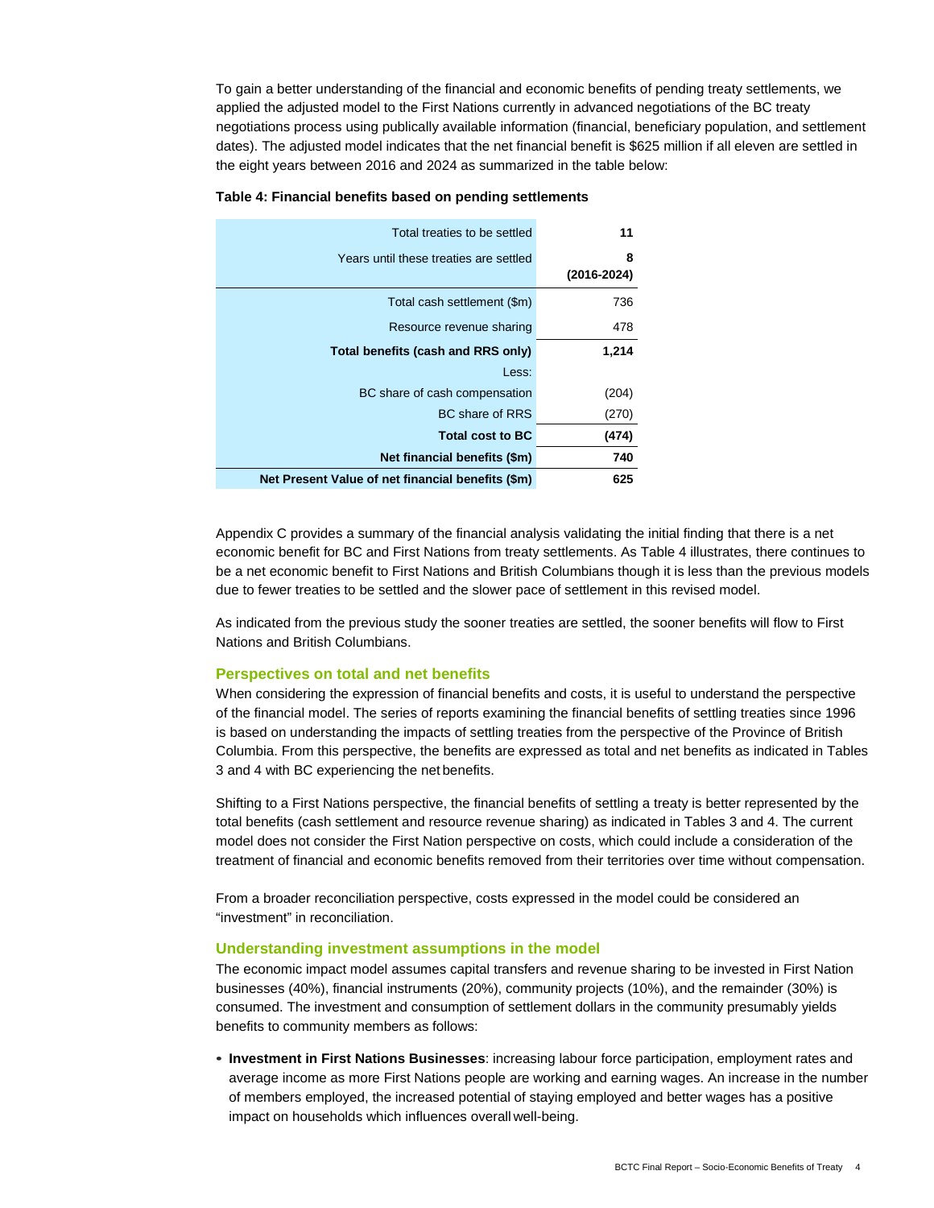To gain a better understanding of the financial and economic benefits of pending treaty settlements, we applied the adjusted model to the First Nations currently in advanced negotiations of the BC treaty negotiations process using publically available information (financial, beneficiary population, and settlement dates). The adjusted model indicates that the net financial benefit is $625 million if all eleven are settled in the eight years between 2016 and 2024 as summarized in the table below:

**Table 4: Financial benefits based on pending settlements**

| | |
|---:|---:|
| Total treaties to be settled | **11** |
| Years until these treaties are settled | **8 (2016-2024)** |
| Total cash settlement ($m) | 736 |
| Resource revenue sharing | 478 |
| **Total benefits (cash and RRS only)** | **1,214** |
| Less: | |
| BC share of cash compensation | (204) |
| BC share of RRS | (270) |
| **Total cost to BC** | **(474)** |
| **Net financial benefits ($m)** | **740** |
| **Net Present Value of net financial benefits ($m)** | **625** |

Appendix C provides a summary of the financial analysis validating the initial finding that there is a net economic benefit for BC and First Nations from treaty settlements. As Table 4 illustrates, there continues to be a net economic benefit to First Nations and British Columbians though it is less than the previous models due to fewer treaties to be settled and the slower pace of settlement in this revised model.

As indicated from the previous study the sooner treaties are settled, the sooner benefits will flow to First Nations and British Columbians.

## Perspectives on total and net benefits

When considering the expression of financial benefits and costs, it is useful to understand the perspective of the financial model. The series of reports examining the financial benefits of settling treaties since 1996 is based on understanding the impacts of settling treaties from the perspective of the Province of British Columbia. From this perspective, the benefits are expressed as total and net benefits as indicated in Tables 3 and 4 with BC experiencing the net benefits.

Shifting to a First Nations perspective, the financial benefits of settling a treaty is better represented by the total benefits (cash settlement and resource revenue sharing) as indicated in Tables 3 and 4. The current model does not consider the First Nation perspective on costs, which could include a consideration of the treatment of financial and economic benefits removed from their territories over time without compensation.

From a broader reconciliation perspective, costs expressed in the model could be considered an "investment" in reconciliation.

## Understanding investment assumptions in the model

The economic impact model assumes capital transfers and revenue sharing to be invested in First Nation businesses (40%), financial instruments (20%), community projects (10%), and the remainder (30%) is consumed. The investment and consumption of settlement dollars in the community presumably yields benefits to community members as follows:

- **Investment in First Nations Businesses**: increasing labour force participation, employment rates and average income as more First Nations people are working and earning wages. An increase in the number of members employed, the increased potential of staying employed and better wages has a positive impact on households which influences overall well-being.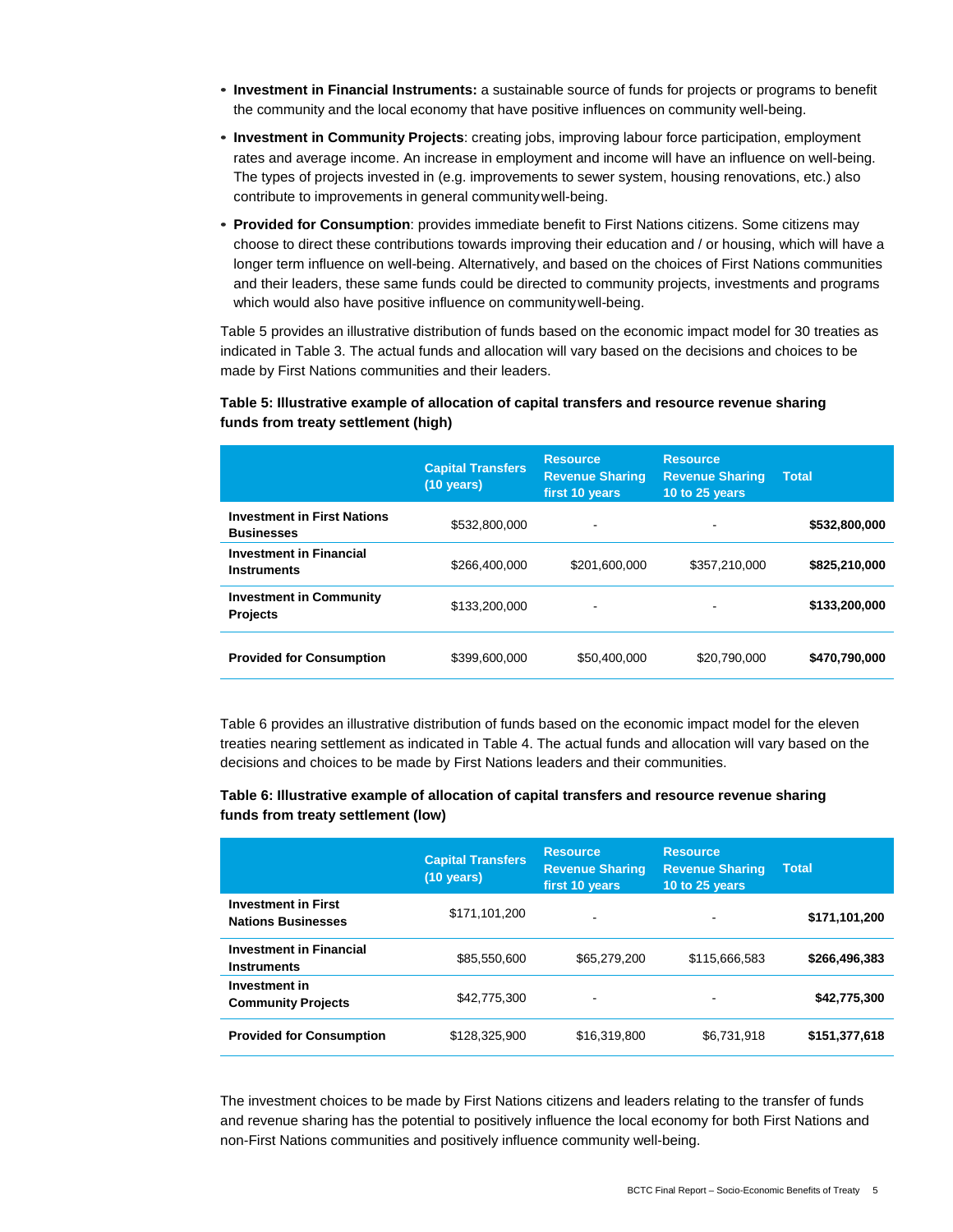- **Investment in Financial Instruments:** a sustainable source of funds for projects or programs to benefit the community and the local economy that have positive influences on community well-being.
- **Investment in Community Projects**: creating jobs, improving labour force participation, employment rates and average income. An increase in employment and income will have an influence on well-being. The types of projects invested in (e.g. improvements to sewer system, housing renovations, etc.) also contribute to improvements in general community well-being.
- **Provided for Consumption**: provides immediate benefit to First Nations citizens. Some citizens may choose to direct these contributions towards improving their education and / or housing, which will have a longer term influence on well-being. Alternatively, and based on the choices of First Nations communities and their leaders, these same funds could be directed to community projects, investments and programs which would also have positive influence on community well-being.

Table 5 provides an illustrative distribution of funds based on the economic impact model for 30 treaties as indicated in Table 3. The actual funds and allocation will vary based on the decisions and choices to be made by First Nations communities and their leaders.

**Table 5: Illustrative example of allocation of capital transfers and resource revenue sharing funds from treaty settlement (high)**

| | Capital Transfers (10 years) | Resource Revenue Sharing first 10 years | Resource Revenue Sharing 10 to 25 years | Total |
|---|---|---|---|---|
| **Investment in First Nations Businesses** | $532,800,000 | - | - | **$532,800,000** |
| **Investment in Financial Instruments** | $266,400,000 | $201,600,000 | $357,210,000 | **$825,210,000** |
| **Investment in Community Projects** | $133,200,000 | - | - | **$133,200,000** |
| **Provided for Consumption** | $399,600,000 | $50,400,000 | $20,790,000 | **$470,790,000** |

Table 6 provides an illustrative distribution of funds based on the economic impact model for the eleven treaties nearing settlement as indicated in Table 4. The actual funds and allocation will vary based on the decisions and choices to be made by First Nations leaders and their communities.

**Table 6: Illustrative example of allocation of capital transfers and resource revenue sharing funds from treaty settlement (low)**

| | Capital Transfers (10 years) | Resource Revenue Sharing first 10 years | Resource Revenue Sharing 10 to 25 years | Total |
|---|---|---|---|---|
| **Investment in First Nations Businesses** | $171,101,200 | - | - | **$171,101,200** |
| **Investment in Financial Instruments** | $85,550,600 | $65,279,200 | $115,666,583 | **$266,496,383** |
| **Investment in Community Projects** | $42,775,300 | - | - | **$42,775,300** |
| **Provided for Consumption** | $128,325,900 | $16,319,800 | $6,731,918 | **$151,377,618** |

The investment choices to be made by First Nations citizens and leaders relating to the transfer of funds and revenue sharing has the potential to positively influence the local economy for both First Nations and non-First Nations communities and positively influence community well-being.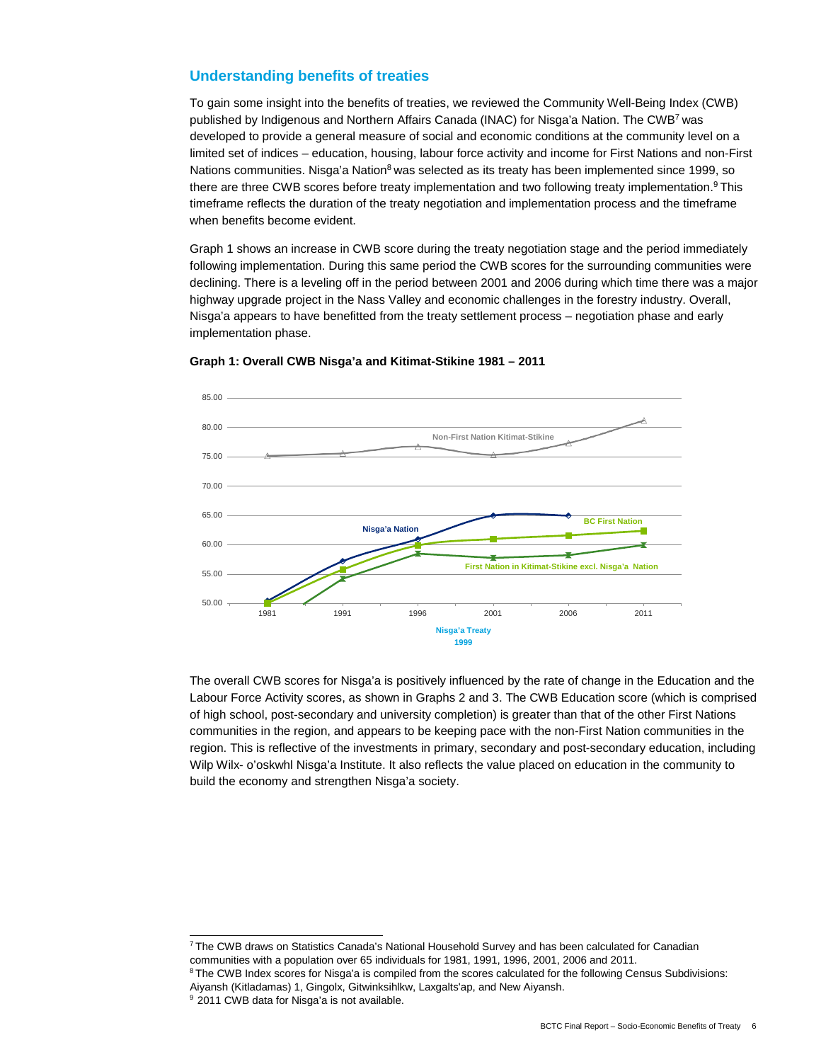## Understanding benefits of treaties

To gain some insight into the benefits of treaties, we reviewed the Community Well-Being Index (CWB) published by Indigenous and Northern Affairs Canada (INAC) for Nisga'a Nation. The CWB[7] was developed to provide a general measure of social and economic conditions at the community level on a limited set of indices – education, housing, labour force activity and income for First Nations and non-First Nations communities. Nisga'a Nation[8] was selected as its treaty has been implemented since 1999, so there are three CWB scores before treaty implementation and two following treaty implementation.[9] This timeframe reflects the duration of the treaty negotiation and implementation process and the timeframe when benefits become evident.

Graph 1 shows an increase in CWB score during the treaty negotiation stage and the period immediately following implementation. During this same period the CWB scores for the surrounding communities were declining. There is a leveling off in the period between 2001 and 2006 during which time there was a major highway upgrade project in the Nass Valley and economic challenges in the forestry industry. Overall, Nisga'a appears to have benefitted from the treaty settlement process – negotiation phase and early implementation phase.

**Graph 1: Overall CWB Nisga'a and Kitimat-Stikine 1981 – 2011**

The overall CWB scores for Nisga'a is positively influenced by the rate of change in the Education and the Labour Force Activity scores, as shown in Graphs 2 and 3. The CWB Education score (which is comprised of high school, post-secondary and university completion) is greater than that of the other First Nations communities in the region, and appears to be keeping pace with the non-First Nation communities in the region. This is reflective of the investments in primary, secondary and post-secondary education, including Wilp Wilx- o'oskwhl Nisga'a Institute. It also reflects the value placed on education in the community to build the economy and strengthen Nisga'a society.

---

[7] The CWB draws on Statistics Canada's National Household Survey and has been calculated for Canadian communities with a population over 65 individuals for 1981, 1991, 1996, 2001, 2006 and 2011.

[8] The CWB Index scores for Nisga'a is compiled from the scores calculated for the following Census Subdivisions: Aiyansh (Kitladamas) 1, Gingolx, Gitwinksihlkw, Laxgalts'ap, and New Aiyansh.

[9] 2011 CWB data for Nisga'a is not available.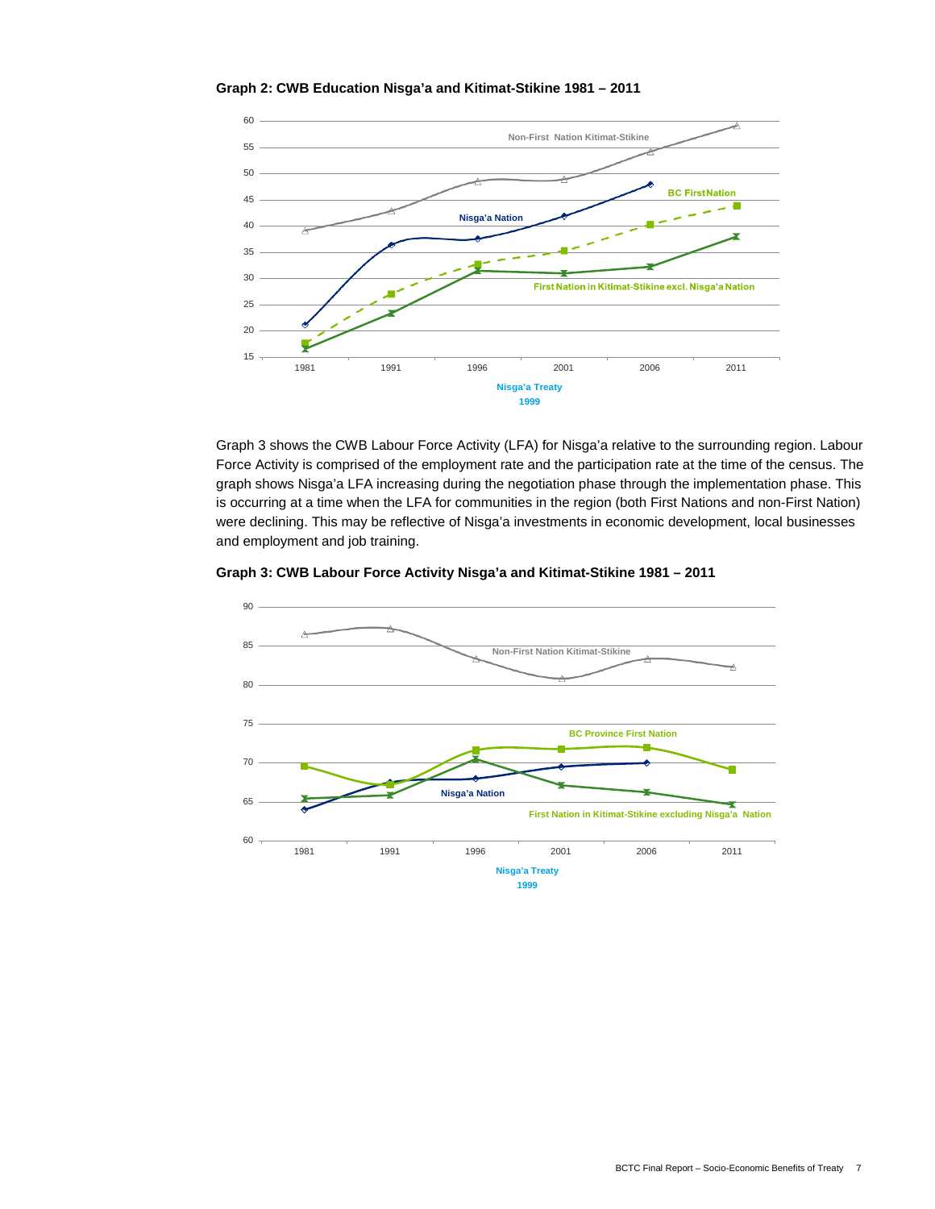**Graph 2: CWB Education Nisga'a and Kitimat-Stikine 1981 – 2011**

Graph 3 shows the CWB Labour Force Activity (LFA) for Nisga'a relative to the surrounding region. Labour Force Activity is comprised of the employment rate and the participation rate at the time of the census. The graph shows Nisga'a LFA increasing during the negotiation phase through the implementation phase. This is occurring at a time when the LFA for communities in the region (both First Nations and non-First Nation) were declining. This may be reflective of Nisga'a investments in economic development, local businesses and employment and job training.

**Graph 3: CWB Labour Force Activity Nisga'a and Kitimat-Stikine 1981 – 2011**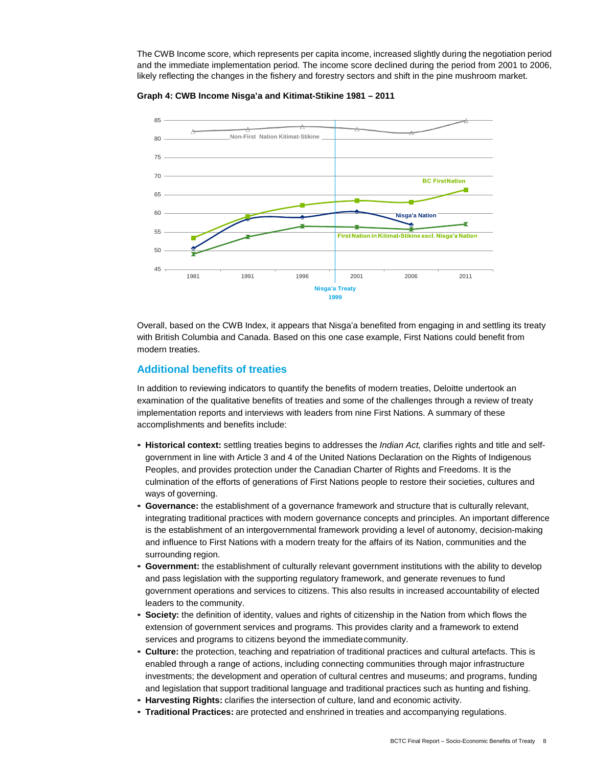The CWB Income score, which represents per capita income, increased slightly during the negotiation period and the immediate implementation period. The income score declined during the period from 2001 to 2006, likely reflecting the changes in the fishery and forestry sectors and shift in the pine mushroom market.

**Graph 4: CWB Income Nisga'a and Kitimat-Stikine 1981 – 2011**

Overall, based on the CWB Index, it appears that Nisga'a benefited from engaging in and settling its treaty with British Columbia and Canada. Based on this one case example, First Nations could benefit from modern treaties.

## Additional benefits of treaties

In addition to reviewing indicators to quantify the benefits of modern treaties, Deloitte undertook an examination of the qualitative benefits of treaties and some of the challenges through a review of treaty implementation reports and interviews with leaders from nine First Nations. A summary of these accomplishments and benefits include:

- **Historical context:** settling treaties begins to addresses the *Indian Act,* clarifies rights and title and self-government in line with Article 3 and 4 of the United Nations Declaration on the Rights of Indigenous Peoples, and provides protection under the Canadian Charter of Rights and Freedoms. It is the culmination of the efforts of generations of First Nations people to restore their societies, cultures and ways of governing.
- **Governance:** the establishment of a governance framework and structure that is culturally relevant, integrating traditional practices with modern governance concepts and principles. An important difference is the establishment of an intergovernmental framework providing a level of autonomy, decision-making and influence to First Nations with a modern treaty for the affairs of its Nation, communities and the surrounding region.
- **Government:** the establishment of culturally relevant government institutions with the ability to develop and pass legislation with the supporting regulatory framework, and generate revenues to fund government operations and services to citizens. This also results in increased accountability of elected leaders to the community.
- **Society:** the definition of identity, values and rights of citizenship in the Nation from which flows the extension of government services and programs. This provides clarity and a framework to extend services and programs to citizens beyond the immediate community.
- **Culture:** the protection, teaching and repatriation of traditional practices and cultural artefacts. This is enabled through a range of actions, including connecting communities through major infrastructure investments; the development and operation of cultural centres and museums; and programs, funding and legislation that support traditional language and traditional practices such as hunting and fishing.
- **Harvesting Rights:** clarifies the intersection of culture, land and economic activity.
- **Traditional Practices:** are protected and enshrined in treaties and accompanying regulations.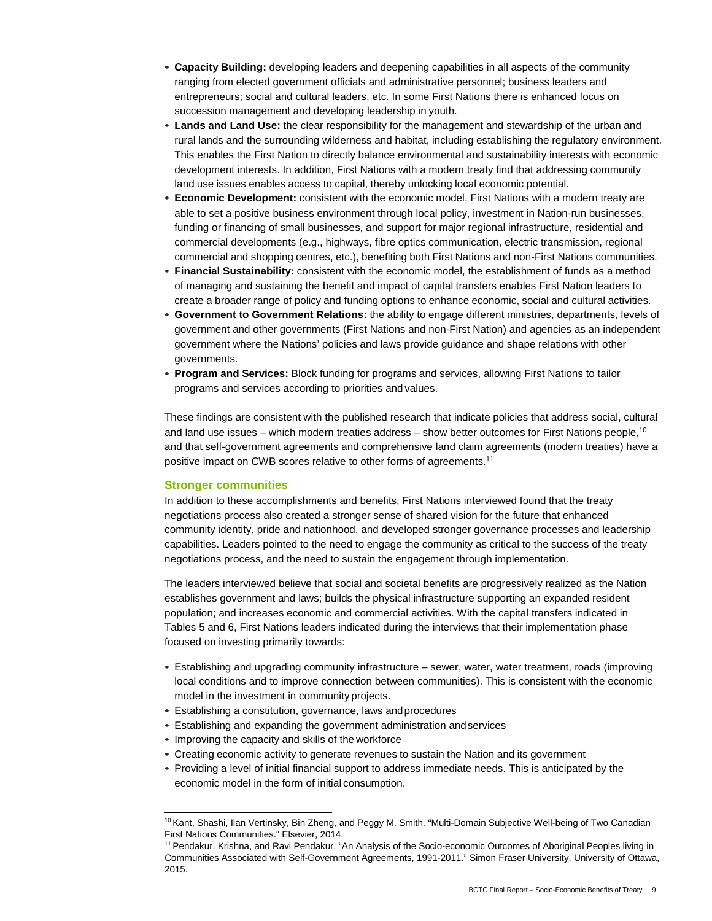- **Capacity Building:** developing leaders and deepening capabilities in all aspects of the community ranging from elected government officials and administrative personnel; business leaders and entrepreneurs; social and cultural leaders, etc. In some First Nations there is enhanced focus on succession management and developing leadership in youth.
- **Lands and Land Use:** the clear responsibility for the management and stewardship of the urban and rural lands and the surrounding wilderness and habitat, including establishing the regulatory environment. This enables the First Nation to directly balance environmental and sustainability interests with economic development interests. In addition, First Nations with a modern treaty find that addressing community land use issues enables access to capital, thereby unlocking local economic potential.
- **Economic Development:** consistent with the economic model, First Nations with a modern treaty are able to set a positive business environment through local policy, investment in Nation-run businesses, funding or financing of small businesses, and support for major regional infrastructure, residential and commercial developments (e.g., highways, fibre optics communication, electric transmission, regional commercial and shopping centres, etc.), benefiting both First Nations and non-First Nations communities.
- **Financial Sustainability:** consistent with the economic model, the establishment of funds as a method of managing and sustaining the benefit and impact of capital transfers enables First Nation leaders to create a broader range of policy and funding options to enhance economic, social and cultural activities.
- **Government to Government Relations:** the ability to engage different ministries, departments, levels of government and other governments (First Nations and non-First Nation) and agencies as an independent government where the Nations' policies and laws provide guidance and shape relations with other governments.
- **Program and Services:** Block funding for programs and services, allowing First Nations to tailor programs and services according to priorities and values.

These findings are consistent with the published research that indicate policies that address social, cultural and land use issues – which modern treaties address – show better outcomes for First Nations people,[10] and that self-government agreements and comprehensive land claim agreements (modern treaties) have a positive impact on CWB scores relative to other forms of agreements.[11]

### Stronger communities

In addition to these accomplishments and benefits, First Nations interviewed found that the treaty negotiations process also created a stronger sense of shared vision for the future that enhanced community identity, pride and nationhood, and developed stronger governance processes and leadership capabilities. Leaders pointed to the need to engage the community as critical to the success of the treaty negotiations process, and the need to sustain the engagement through implementation.

The leaders interviewed believe that social and societal benefits are progressively realized as the Nation establishes government and laws; builds the physical infrastructure supporting an expanded resident population; and increases economic and commercial activities. With the capital transfers indicated in Tables 5 and 6, First Nations leaders indicated during the interviews that their implementation phase focused on investing primarily towards:

- Establishing and upgrading community infrastructure – sewer, water, water treatment, roads (improving local conditions and to improve connection between communities). This is consistent with the economic model in the investment in community projects.
- Establishing a constitution, governance, laws and procedures
- Establishing and expanding the government administration and services
- Improving the capacity and skills of the workforce
- Creating economic activity to generate revenues to sustain the Nation and its government
- Providing a level of initial financial support to address immediate needs. This is anticipated by the economic model in the form of initial consumption.

---

[10] Kant, Shashi, Ilan Vertinsky, Bin Zheng, and Peggy M. Smith. "Multi-Domain Subjective Well-being of Two Canadian First Nations Communities." Elsevier, 2014.

[11] Pendakur, Krishna, and Ravi Pendakur. "An Analysis of the Socio-economic Outcomes of Aboriginal Peoples living in Communities Associated with Self-Government Agreements, 1991-2011." Simon Fraser University, University of Ottawa, 2015.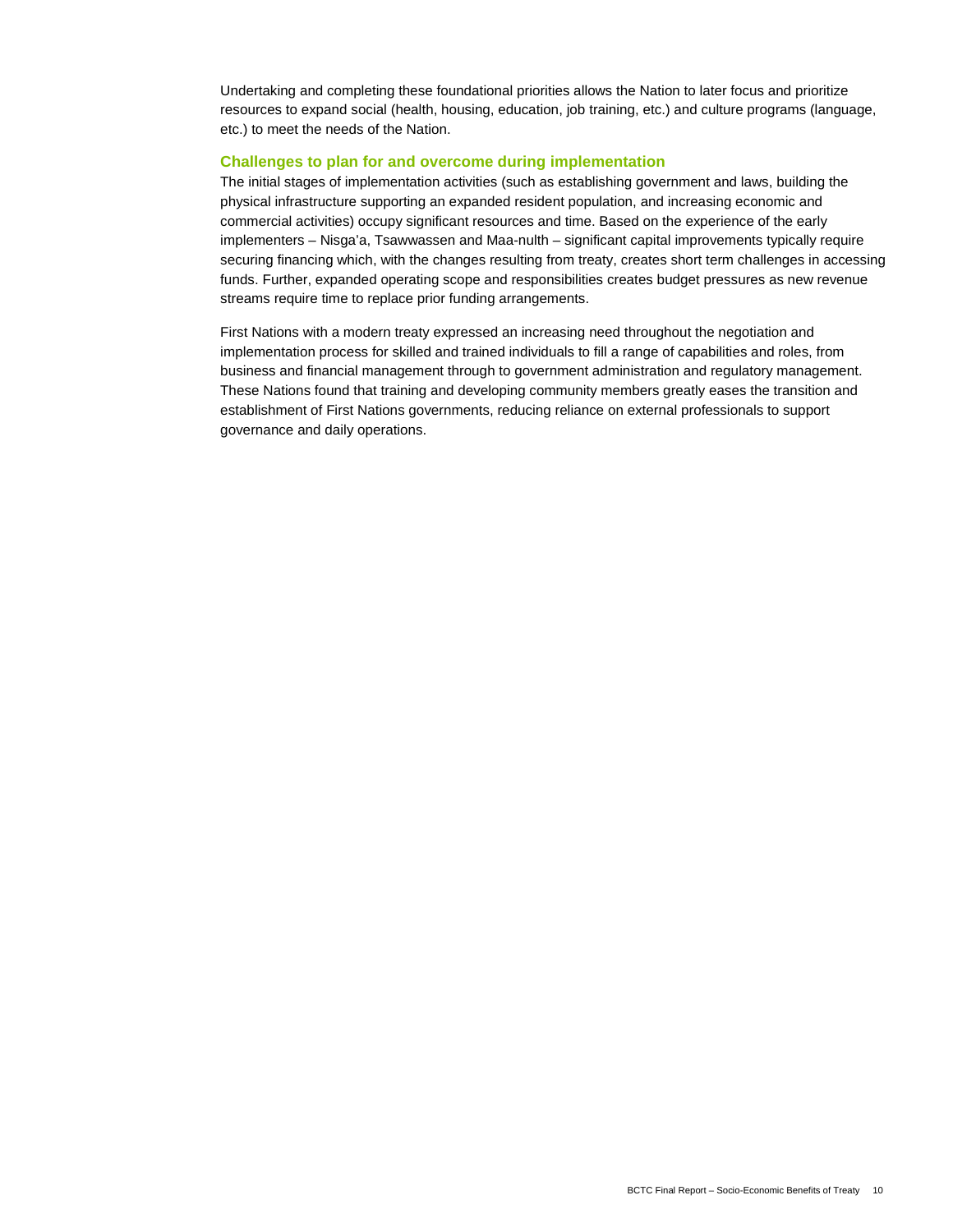Undertaking and completing these foundational priorities allows the Nation to later focus and prioritize resources to expand social (health, housing, education, job training, etc.) and culture programs (language, etc.) to meet the needs of the Nation.

### Challenges to plan for and overcome during implementation

The initial stages of implementation activities (such as establishing government and laws, building the physical infrastructure supporting an expanded resident population, and increasing economic and commercial activities) occupy significant resources and time. Based on the experience of the early implementers – Nisga'a, Tsawwassen and Maa-nulth – significant capital improvements typically require securing financing which, with the changes resulting from treaty, creates short term challenges in accessing funds. Further, expanded operating scope and responsibilities creates budget pressures as new revenue streams require time to replace prior funding arrangements.

First Nations with a modern treaty expressed an increasing need throughout the negotiation and implementation process for skilled and trained individuals to fill a range of capabilities and roles, from business and financial management through to government administration and regulatory management. These Nations found that training and developing community members greatly eases the transition and establishment of First Nations governments, reducing reliance on external professionals to support governance and daily operations.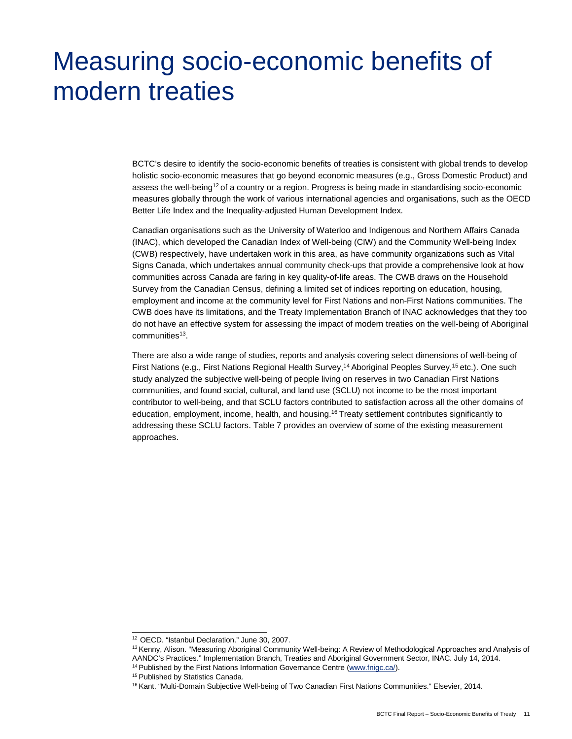# Measuring socio-economic benefits of modern treaties

BCTC's desire to identify the socio-economic benefits of treaties is consistent with global trends to develop holistic socio-economic measures that go beyond economic measures (e.g., Gross Domestic Product) and assess the well-being[12] of a country or a region. Progress is being made in standardising socio-economic measures globally through the work of various international agencies and organisations, such as the OECD Better Life Index and the Inequality-adjusted Human Development Index.

Canadian organisations such as the University of Waterloo and Indigenous and Northern Affairs Canada (INAC), which developed the Canadian Index of Well-being (CIW) and the Community Well-being Index (CWB) respectively, have undertaken work in this area, as have community organizations such as Vital Signs Canada, which undertakes annual community check-ups that provide a comprehensive look at how communities across Canada are faring in key quality-of-life areas. The CWB draws on the Household Survey from the Canadian Census, defining a limited set of indices reporting on education, housing, employment and income at the community level for First Nations and non-First Nations communities. The CWB does have its limitations, and the Treaty Implementation Branch of INAC acknowledges that they too do not have an effective system for assessing the impact of modern treaties on the well-being of Aboriginal communities[13].

There are also a wide range of studies, reports and analysis covering select dimensions of well-being of First Nations (e.g., First Nations Regional Health Survey,[14] Aboriginal Peoples Survey,[15] etc.). One such study analyzed the subjective well-being of people living on reserves in two Canadian First Nations communities, and found social, cultural, and land use (SCLU) not income to be the most important contributor to well-being, and that SCLU factors contributed to satisfaction across all the other domains of education, employment, income, health, and housing.[16] Treaty settlement contributes significantly to addressing these SCLU factors. Table 7 provides an overview of some of the existing measurement approaches.

---

[12] OECD. "Istanbul Declaration." June 30, 2007.

[13] Kenny, Alison. "Measuring Aboriginal Community Well-being: A Review of Methodological Approaches and Analysis of AANDC's Practices." Implementation Branch, Treaties and Aboriginal Government Sector, INAC. July 14, 2014.

[14] Published by the First Nations Information Governance Centre (www.fnigc.ca/).

[15] Published by Statistics Canada.

[16] Kant. "Multi-Domain Subjective Well-being of Two Canadian First Nations Communities." Elsevier, 2014.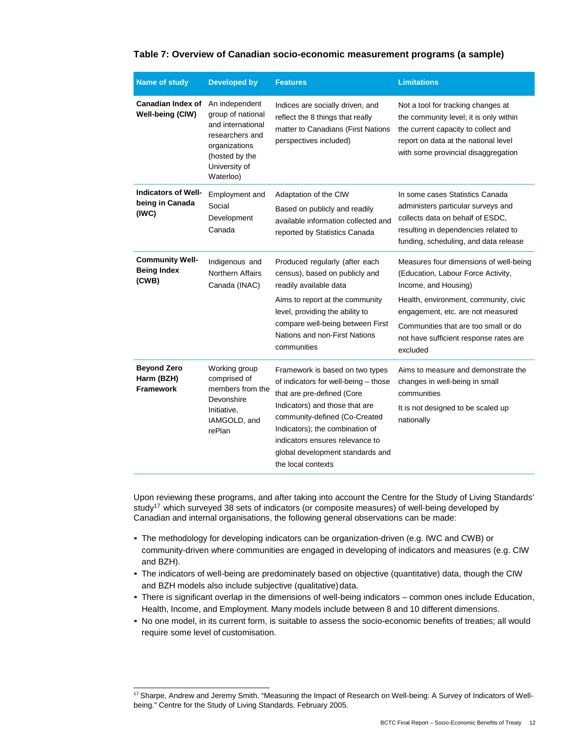**Table 7: Overview of Canadian socio-economic measurement programs (a sample)**

| Name of study | Developed by | Features | Limitations |
|---|---|---|---|
| **Canadian Index of Well-being (CIW)** | An independent group of national and international researchers and organizations (hosted by the University of Waterloo) | Indices are socially driven, and reflect the 8 things that really matter to Canadians (First Nations perspectives included) | Not a tool for tracking changes at the community level; it is only within the current capacity to collect and report on data at the national level with some provincial disaggregation |
| **Indicators of Well-being in Canada (IWC)** | Employment and Social Development Canada | Adaptation of the CIW<br>Based on publicly and readily available information collected and reported by Statistics Canada | In some cases Statistics Canada administers particular surveys and collects data on behalf of ESDC, resulting in dependencies related to funding, scheduling, and data release |
| **Community Well-Being Index (CWB)** | Indigenous and Northern Affairs Canada (INAC) | Produced regularly (after each census), based on publicly and readily available data<br>Aims to report at the community level, providing the ability to compare well-being between First Nations and non-First Nations communities | Measures four dimensions of well-being (Education, Labour Force Activity, Income, and Housing)<br>Health, environment, community, civic engagement, etc. are not measured<br>Communities that are too small or do not have sufficient response rates are excluded |
| **Beyond Zero Harm (BZH) Framework** | Working group comprised of members from the Devonshire Initiative, IAMGOLD, and rePlan | Framework is based on two types of indicators for well-being – those that are pre-defined (Core Indicators) and those that are community-defined (Co-Created Indicators); the combination of indicators ensures relevance to global development standards and the local contexts | Aims to measure and demonstrate the changes in well-being in small communities<br>It is not designed to be scaled up nationally |

Upon reviewing these programs, and after taking into account the Centre for the Study of Living Standards' study[17] which surveyed 38 sets of indicators (or composite measures) of well-being developed by Canadian and internal organisations, the following general observations can be made:

- The methodology for developing indicators can be organization-driven (e.g. IWC and CWB) or community-driven where communities are engaged in developing of indicators and measures (e.g. CIW and BZH).
- The indicators of well-being are predominately based on objective (quantitative) data, though the CIW and BZH models also include subjective (qualitative) data.
- There is significant overlap in the dimensions of well-being indicators – common ones include Education, Health, Income, and Employment. Many models include between 8 and 10 different dimensions.
- No one model, in its current form, is suitable to assess the socio-economic benefits of treaties; all would require some level of customisation.

[17] Sharpe, Andrew and Jeremy Smith. "Measuring the Impact of Research on Well-being: A Survey of Indicators of Well-being." Centre for the Study of Living Standards. February 2005.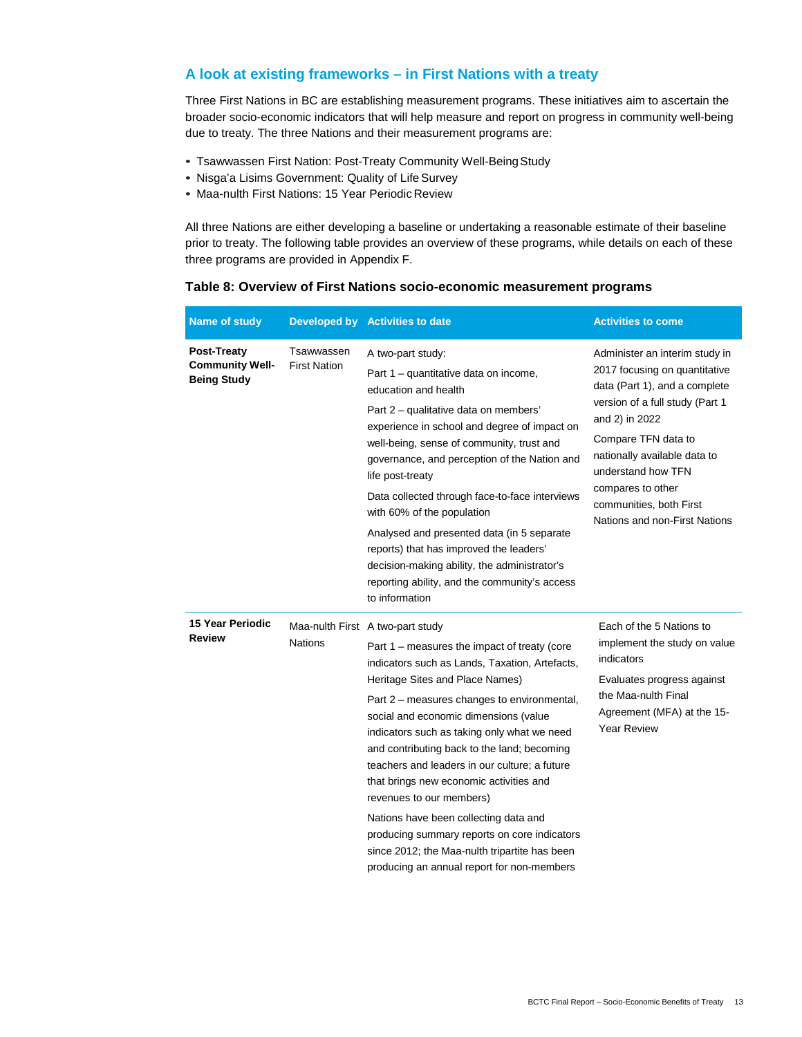## A look at existing frameworks – in First Nations with a treaty

Three First Nations in BC are establishing measurement programs. These initiatives aim to ascertain the broader socio-economic indicators that will help measure and report on progress in community well-being due to treaty. The three Nations and their measurement programs are:

- Tsawwassen First Nation: Post-Treaty Community Well-Being Study
- Nisga'a Lisims Government: Quality of Life Survey
- Maa-nulth First Nations: 15 Year Periodic Review

All three Nations are either developing a baseline or undertaking a reasonable estimate of their baseline prior to treaty. The following table provides an overview of these programs, while details on each of these three programs are provided in Appendix F.

**Table 8: Overview of First Nations socio-economic measurement programs**

| Name of study | Developed by | Activities to date | Activities to come |
|---|---|---|---|
| **Post-Treaty Community Well-Being Study** | Tsawwassen First Nation | A two-part study:<br>Part 1 – quantitative data on income, education and health<br>Part 2 – qualitative data on members' experience in school and degree of impact on well-being, sense of community, trust and governance, and perception of the Nation and life post-treaty<br>Data collected through face-to-face interviews with 60% of the population<br>Analysed and presented data (in 5 separate reports) that has improved the leaders' decision-making ability, the administrator's reporting ability, and the community's access to information | Administer an interim study in 2017 focusing on quantitative data (Part 1), and a complete version of a full study (Part 1 and 2) in 2022<br>Compare TFN data to nationally available data to understand how TFN compares to other communities, both First Nations and non-First Nations |
| **15 Year Periodic Review** | Maa-nulth First Nations | A two-part study<br>Part 1 – measures the impact of treaty (core indicators such as Lands, Taxation, Artefacts, Heritage Sites and Place Names)<br>Part 2 – measures changes to environmental, social and economic dimensions (value indicators such as taking only what we need and contributing back to the land; becoming teachers and leaders in our culture; a future that brings new economic activities and revenues to our members)<br>Nations have been collecting data and producing summary reports on core indicators since 2012; the Maa-nulth tripartite has been producing an annual report for non-members | Each of the 5 Nations to implement the study on value indicators<br>Evaluates progress against the Maa-nulth Final Agreement (MFA) at the 15-Year Review |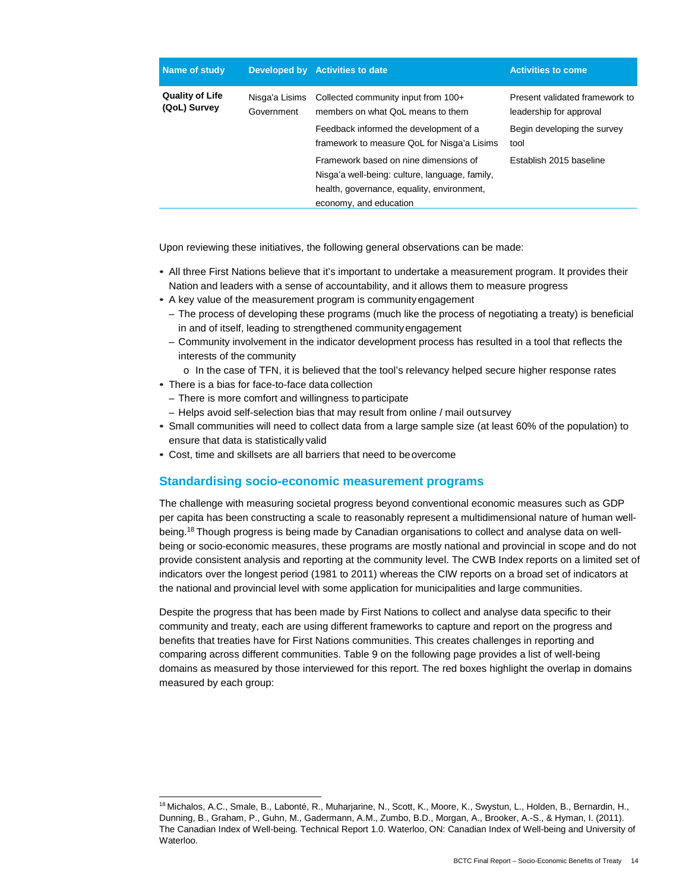| Name of study | Developed by | Activities to date | Activities to come |
|---|---|---|---|
| **Quality of Life (QoL) Survey** | Nisga'a Lisims Government | Collected community input from 100+ members on what QoL means to them | Present validated framework to leadership for approval |
| | | Feedback informed the development of a framework to measure QoL for Nisga'a Lisims | Begin developing the survey tool |
| | | Framework based on nine dimensions of Nisga'a well-being: culture, language, family, health, governance, equality, environment, economy, and education | Establish 2015 baseline |

Upon reviewing these initiatives, the following general observations can be made:

- All three First Nations believe that it's important to undertake a measurement program. It provides their Nation and leaders with a sense of accountability, and it allows them to measure progress
- A key value of the measurement program is community engagement
  - The process of developing these programs (much like the process of negotiating a treaty) is beneficial in and of itself, leading to strengthened community engagement
  - Community involvement in the indicator development process has resulted in a tool that reflects the interests of the community
    - In the case of TFN, it is believed that the tool's relevancy helped secure higher response rates
- There is a bias for face-to-face data collection
  - There is more comfort and willingness to participate
  - Helps avoid self-selection bias that may result from online / mail out survey
- Small communities will need to collect data from a large sample size (at least 60% of the population) to ensure that data is statistically valid
- Cost, time and skillsets are all barriers that need to be overcome

## Standardising socio-economic measurement programs

The challenge with measuring societal progress beyond conventional economic measures such as GDP per capita has been constructing a scale to reasonably represent a multidimensional nature of human well-being.[18] Though progress is being made by Canadian organisations to collect and analyse data on well-being or socio-economic measures, these programs are mostly national and provincial in scope and do not provide consistent analysis and reporting at the community level. The CWB Index reports on a limited set of indicators over the longest period (1981 to 2011) whereas the CIW reports on a broad set of indicators at the national and provincial level with some application for municipalities and large communities.

Despite the progress that has been made by First Nations to collect and analyse data specific to their community and treaty, each are using different frameworks to capture and report on the progress and benefits that treaties have for First Nations communities. This creates challenges in reporting and comparing across different communities. Table 9 on the following page provides a list of well-being domains as measured by those interviewed for this report. The red boxes highlight the overlap in domains measured by each group:

---

[18] Michalos, A.C., Smale, B., Labonté, R., Muharjarine, N., Scott, K., Moore, K., Swystun, L., Holden, B., Bernardin, H., Dunning, B., Graham, P., Guhn, M., Gadermann, A.M., Zumbo, B.D., Morgan, A., Brooker, A.-S., & Hyman, I. (2011). The Canadian Index of Well-being. Technical Report 1.0. Waterloo, ON: Canadian Index of Well-being and University of Waterloo.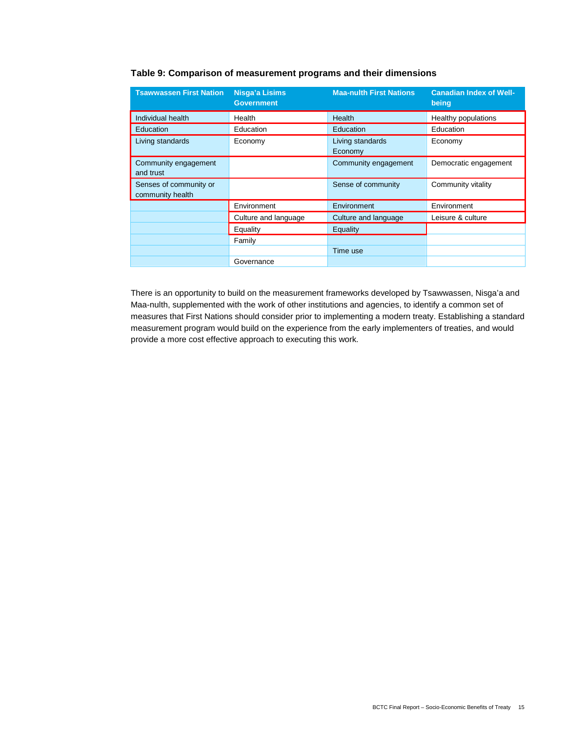**Table 9: Comparison of measurement programs and their dimensions**

| Tsawwassen First Nation | Nisga'a Lisims Government | Maa-nulth First Nations | Canadian Index of Well-being |
|---|---|---|---|
| Individual health | Health | Health | Healthy populations |
| Education | Education | Education | Education |
| Living standards | Economy | Living standards<br>Economy | Economy |
| Community engagement and trust | | Community engagement | Democratic engagement |
| Senses of community or community health | | Sense of community | Community vitality |
| | Environment | Environment | Environment |
| | Culture and language | Culture and language | Leisure & culture |
| | Equality | Equality | |
| | Family | | |
| | | Time use | |
| | Governance | | |

There is an opportunity to build on the measurement frameworks developed by Tsawwassen, Nisga'a and Maa-nulth, supplemented with the work of other institutions and agencies, to identify a common set of measures that First Nations should consider prior to implementing a modern treaty. Establishing a standard measurement program would build on the experience from the early implementers of treaties, and would provide a more cost effective approach to executing this work.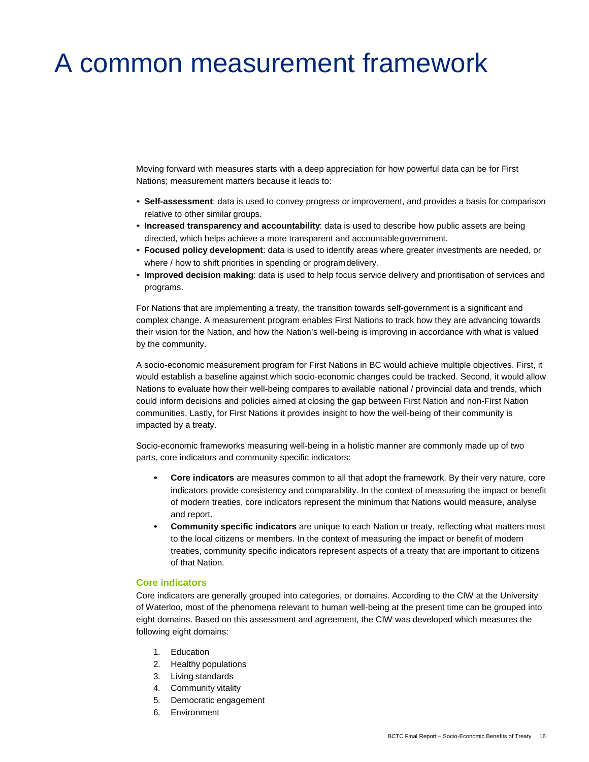# A common measurement framework

Moving forward with measures starts with a deep appreciation for how powerful data can be for First Nations; measurement matters because it leads to:

- **Self-assessment**: data is used to convey progress or improvement, and provides a basis for comparison relative to other similar groups.
- **Increased transparency and accountability**: data is used to describe how public assets are being directed, which helps achieve a more transparent and accountable government.
- **Focused policy development**: data is used to identify areas where greater investments are needed, or where / how to shift priorities in spending or program delivery.
- **Improved decision making**: data is used to help focus service delivery and prioritisation of services and programs.

For Nations that are implementing a treaty, the transition towards self-government is a significant and complex change. A measurement program enables First Nations to track how they are advancing towards their vision for the Nation, and how the Nation's well-being is improving in accordance with what is valued by the community.

A socio-economic measurement program for First Nations in BC would achieve multiple objectives. First, it would establish a baseline against which socio-economic changes could be tracked. Second, it would allow Nations to evaluate how their well-being compares to available national / provincial data and trends, which could inform decisions and policies aimed at closing the gap between First Nation and non-First Nation communities. Lastly, for First Nations it provides insight to how the well-being of their community is impacted by a treaty.

Socio-economic frameworks measuring well-being in a holistic manner are commonly made up of two parts, core indicators and community specific indicators:

- **Core indicators** are measures common to all that adopt the framework. By their very nature, core indicators provide consistency and comparability. In the context of measuring the impact or benefit of modern treaties, core indicators represent the minimum that Nations would measure, analyse and report.
- **Community specific indicators** are unique to each Nation or treaty, reflecting what matters most to the local citizens or members. In the context of measuring the impact or benefit of modern treaties, community specific indicators represent aspects of a treaty that are important to citizens of that Nation.

### Core indicators

Core indicators are generally grouped into categories, or domains. According to the CIW at the University of Waterloo, most of the phenomena relevant to human well-being at the present time can be grouped into eight domains. Based on this assessment and agreement, the CIW was developed which measures the following eight domains:

1. Education
2. Healthy populations
3. Living standards
4. Community vitality
5. Democratic engagement
6. Environment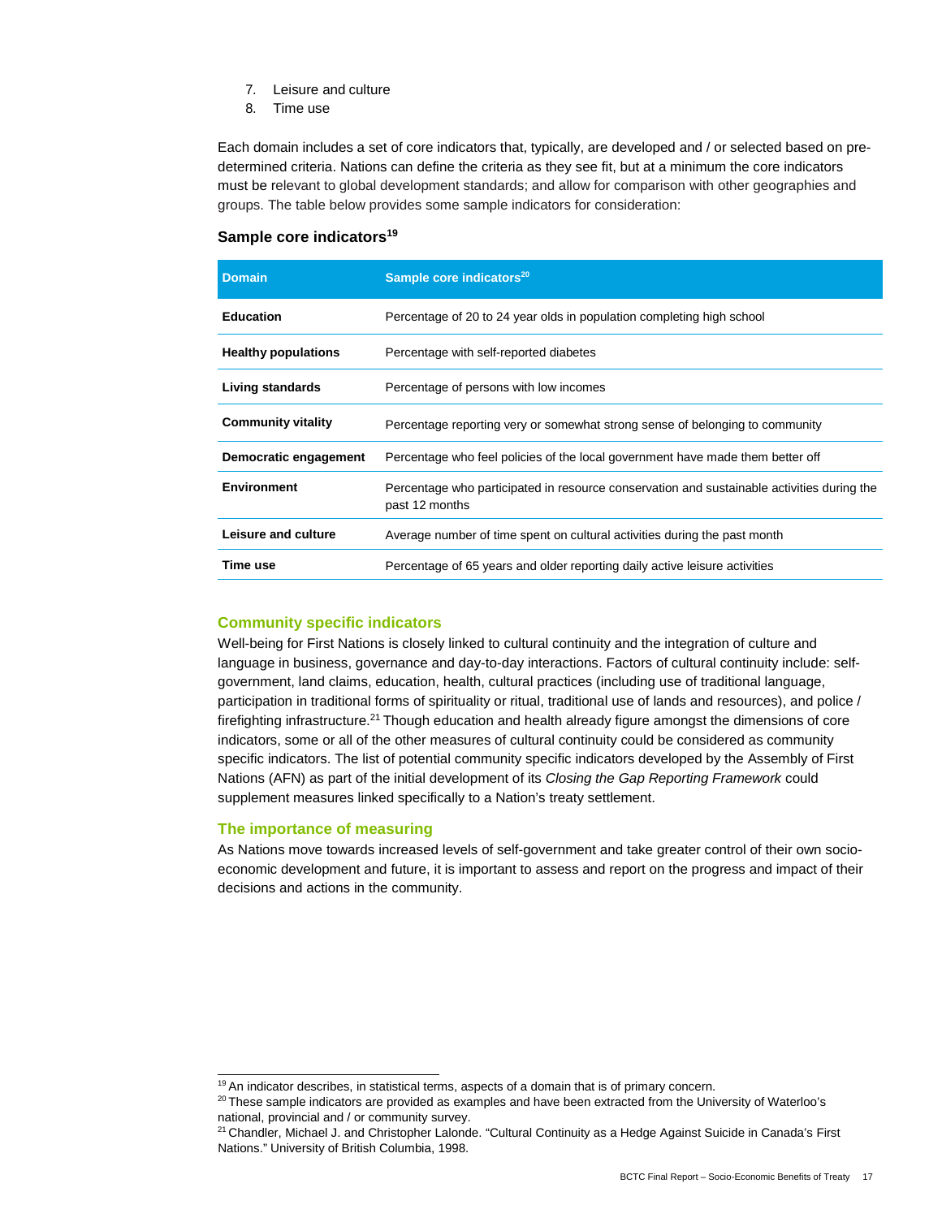7. Leisure and culture
8. Time use

Each domain includes a set of core indicators that, typically, are developed and / or selected based on pre-determined criteria. Nations can define the criteria as they see fit, but at a minimum the core indicators must be relevant to global development standards; and allow for comparison with other geographies and groups. The table below provides some sample indicators for consideration:

### Sample core indicators[19]

| Domain | Sample core indicators[20] |
|---|---|
| **Education** | Percentage of 20 to 24 year olds in population completing high school |
| **Healthy populations** | Percentage with self-reported diabetes |
| **Living standards** | Percentage of persons with low incomes |
| **Community vitality** | Percentage reporting very or somewhat strong sense of belonging to community |
| **Democratic engagement** | Percentage who feel policies of the local government have made them better off |
| **Environment** | Percentage who participated in resource conservation and sustainable activities during the past 12 months |
| **Leisure and culture** | Average number of time spent on cultural activities during the past month |
| **Time use** | Percentage of 65 years and older reporting daily active leisure activities |

### Community specific indicators

Well-being for First Nations is closely linked to cultural continuity and the integration of culture and language in business, governance and day-to-day interactions. Factors of cultural continuity include: self-government, land claims, education, health, cultural practices (including use of traditional language, participation in traditional forms of spirituality or ritual, traditional use of lands and resources), and police / firefighting infrastructure.[21] Though education and health already figure amongst the dimensions of core indicators, some or all of the other measures of cultural continuity could be considered as community specific indicators. The list of potential community specific indicators developed by the Assembly of First Nations (AFN) as part of the initial development of its *Closing the Gap Reporting Framework* could supplement measures linked specifically to a Nation's treaty settlement.

### The importance of measuring

As Nations move towards increased levels of self-government and take greater control of their own socio-economic development and future, it is important to assess and report on the progress and impact of their decisions and actions in the community.

---

[19] An indicator describes, in statistical terms, aspects of a domain that is of primary concern.

[20] These sample indicators are provided as examples and have been extracted from the University of Waterloo's national, provincial and / or community survey.

[21] Chandler, Michael J. and Christopher Lalonde. "Cultural Continuity as a Hedge Against Suicide in Canada's First Nations." University of British Columbia, 1998.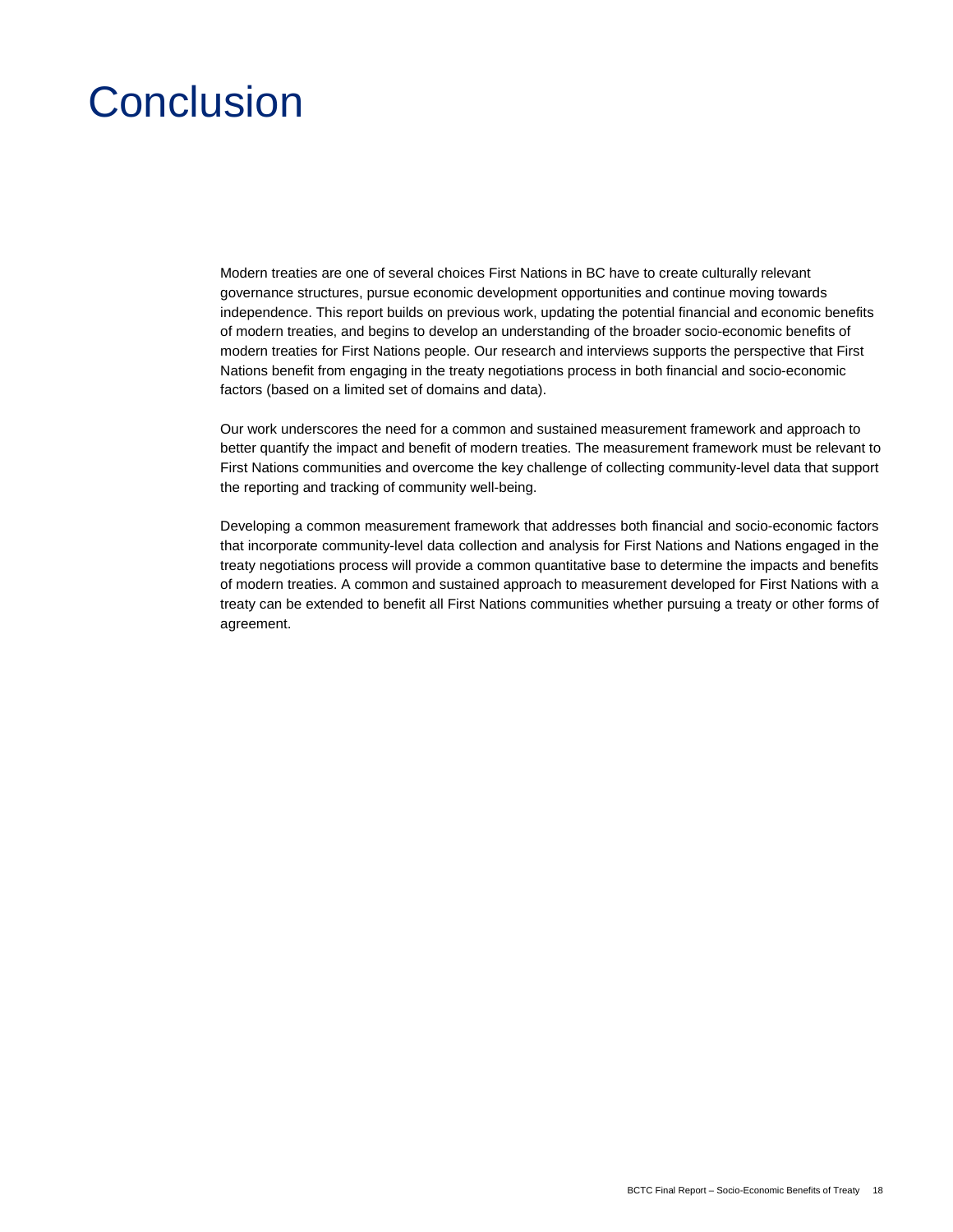# Conclusion

Modern treaties are one of several choices First Nations in BC have to create culturally relevant governance structures, pursue economic development opportunities and continue moving towards independence. This report builds on previous work, updating the potential financial and economic benefits of modern treaties, and begins to develop an understanding of the broader socio-economic benefits of modern treaties for First Nations people. Our research and interviews supports the perspective that First Nations benefit from engaging in the treaty negotiations process in both financial and socio-economic factors (based on a limited set of domains and data).

Our work underscores the need for a common and sustained measurement framework and approach to better quantify the impact and benefit of modern treaties. The measurement framework must be relevant to First Nations communities and overcome the key challenge of collecting community-level data that support the reporting and tracking of community well-being.

Developing a common measurement framework that addresses both financial and socio-economic factors that incorporate community-level data collection and analysis for First Nations and Nations engaged in the treaty negotiations process will provide a common quantitative base to determine the impacts and benefits of modern treaties. A common and sustained approach to measurement developed for First Nations with a treaty can be extended to benefit all First Nations communities whether pursuing a treaty or other forms of agreement.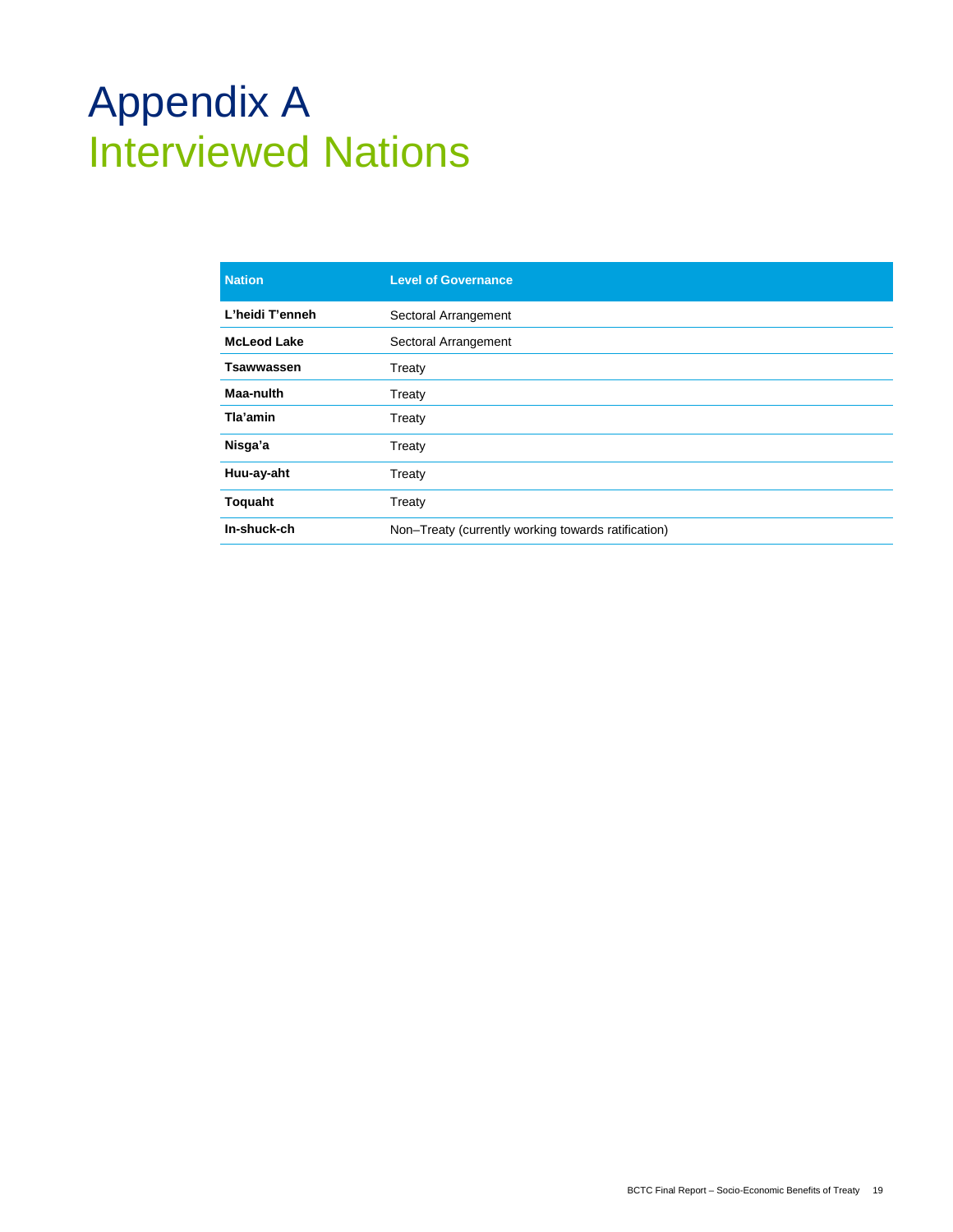# Appendix A
## Interviewed Nations

| Nation | Level of Governance |
| --- | --- |
| **L'heidi T'enneh** | Sectoral Arrangement |
| **McLeod Lake** | Sectoral Arrangement |
| **Tsawwassen** | Treaty |
| **Maa-nulth** | Treaty |
| **Tla'amin** | Treaty |
| **Nisga'a** | Treaty |
| **Huu-ay-aht** | Treaty |
| **Toquaht** | Treaty |
| **In-shuck-ch** | Non–Treaty (currently working towards ratification) |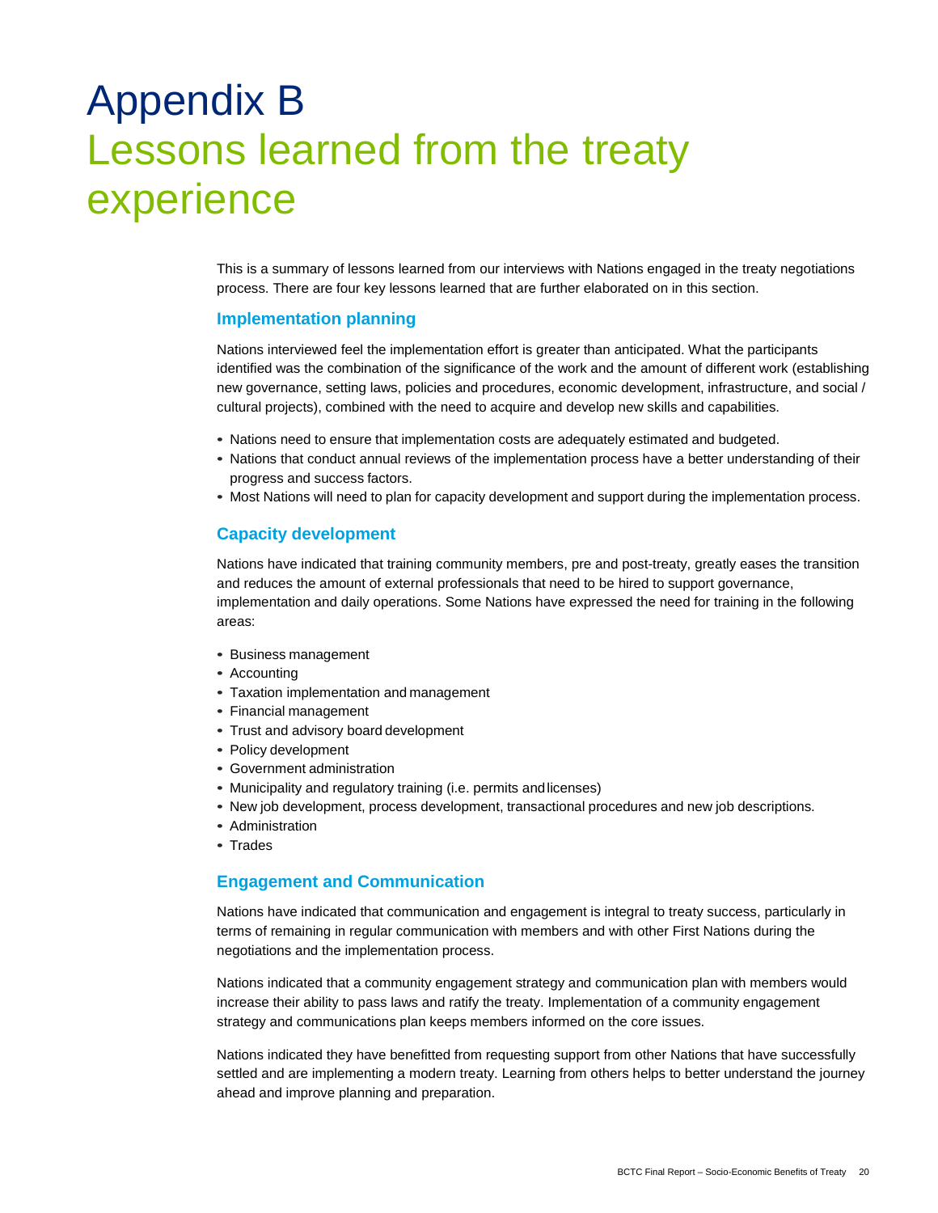# Appendix B
## Lessons learned from the treaty experience

This is a summary of lessons learned from our interviews with Nations engaged in the treaty negotiations process. There are four key lessons learned that are further elaborated on in this section.

### Implementation planning

Nations interviewed feel the implementation effort is greater than anticipated. What the participants identified was the combination of the significance of the work and the amount of different work (establishing new governance, setting laws, policies and procedures, economic development, infrastructure, and social / cultural projects), combined with the need to acquire and develop new skills and capabilities.

- Nations need to ensure that implementation costs are adequately estimated and budgeted.
- Nations that conduct annual reviews of the implementation process have a better understanding of their progress and success factors.
- Most Nations will need to plan for capacity development and support during the implementation process.

### Capacity development

Nations have indicated that training community members, pre and post-treaty, greatly eases the transition and reduces the amount of external professionals that need to be hired to support governance, implementation and daily operations. Some Nations have expressed the need for training in the following areas:

- Business management
- Accounting
- Taxation implementation and management
- Financial management
- Trust and advisory board development
- Policy development
- Government administration
- Municipality and regulatory training (i.e. permits and licenses)
- New job development, process development, transactional procedures and new job descriptions.
- Administration
- Trades

### Engagement and Communication

Nations have indicated that communication and engagement is integral to treaty success, particularly in terms of remaining in regular communication with members and with other First Nations during the negotiations and the implementation process.

Nations indicated that a community engagement strategy and communication plan with members would increase their ability to pass laws and ratify the treaty. Implementation of a community engagement strategy and communications plan keeps members informed on the core issues.

Nations indicated they have benefitted from requesting support from other Nations that have successfully settled and are implementing a modern treaty. Learning from others helps to better understand the journey ahead and improve planning and preparation.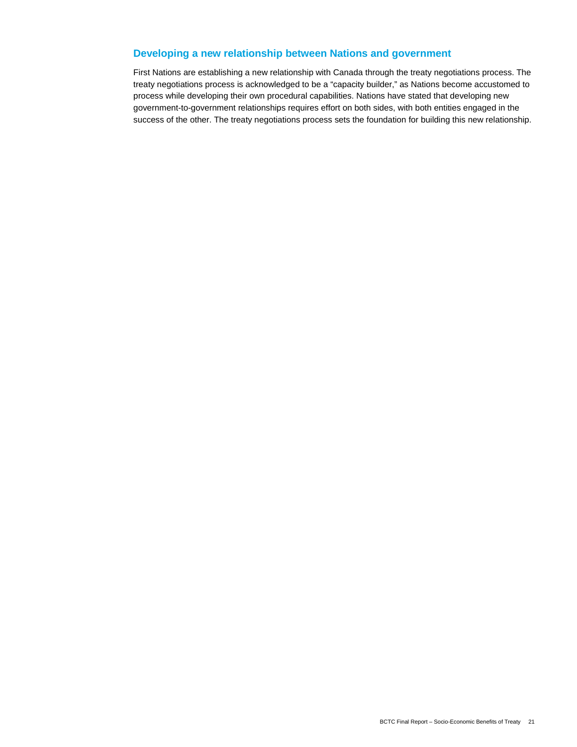## Developing a new relationship between Nations and government

First Nations are establishing a new relationship with Canada through the treaty negotiations process. The treaty negotiations process is acknowledged to be a "capacity builder," as Nations become accustomed to process while developing their own procedural capabilities. Nations have stated that developing new government-to-government relationships requires effort on both sides, with both entities engaged in the success of the other. The treaty negotiations process sets the foundation for building this new relationship.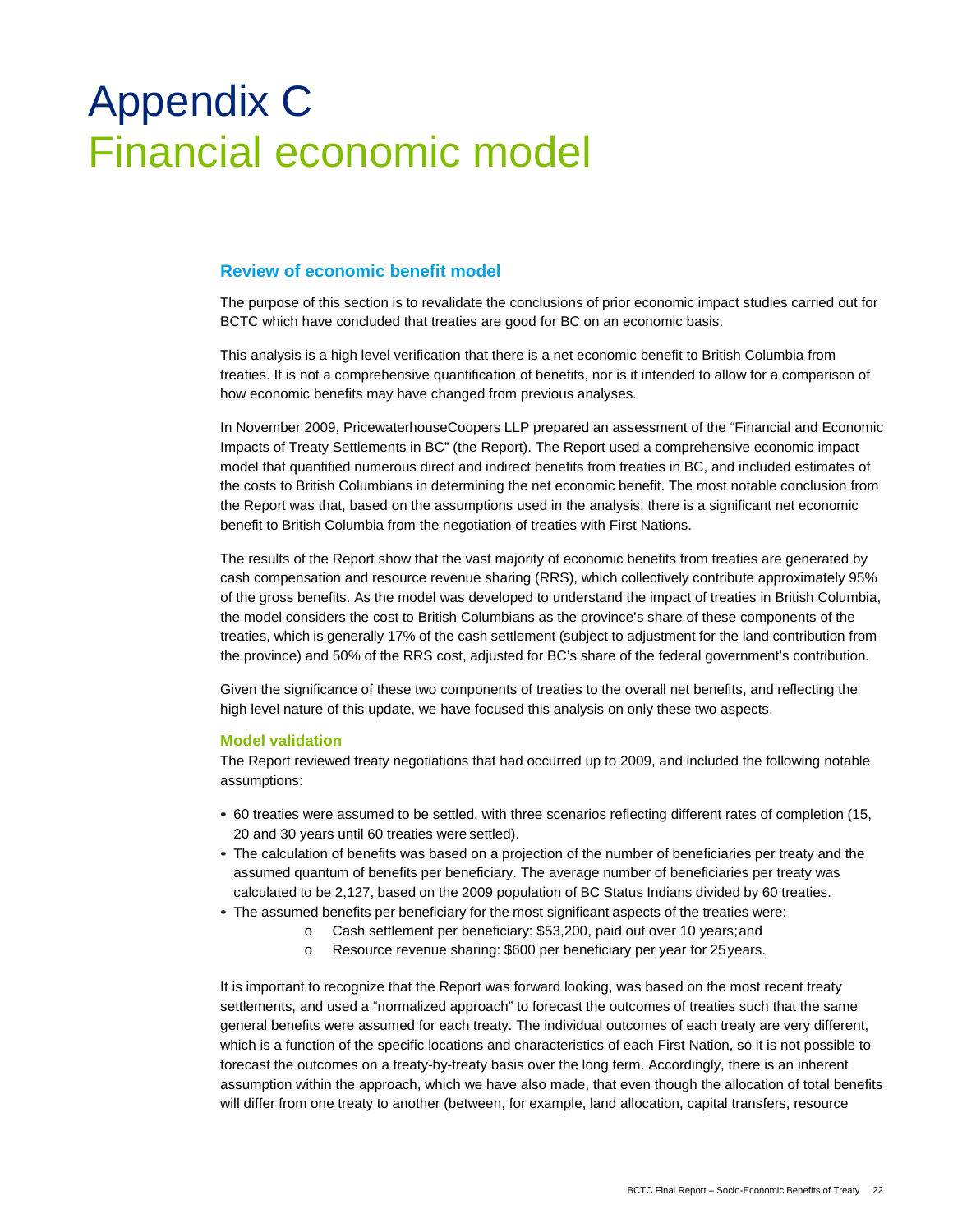# Appendix C
# Financial economic model

## Review of economic benefit model

The purpose of this section is to revalidate the conclusions of prior economic impact studies carried out for BCTC which have concluded that treaties are good for BC on an economic basis.

This analysis is a high level verification that there is a net economic benefit to British Columbia from treaties. It is not a comprehensive quantification of benefits, nor is it intended to allow for a comparison of how economic benefits may have changed from previous analyses.

In November 2009, PricewaterhouseCoopers LLP prepared an assessment of the "Financial and Economic Impacts of Treaty Settlements in BC" (the Report). The Report used a comprehensive economic impact model that quantified numerous direct and indirect benefits from treaties in BC, and included estimates of the costs to British Columbians in determining the net economic benefit. The most notable conclusion from the Report was that, based on the assumptions used in the analysis, there is a significant net economic benefit to British Columbia from the negotiation of treaties with First Nations.

The results of the Report show that the vast majority of economic benefits from treaties are generated by cash compensation and resource revenue sharing (RRS), which collectively contribute approximately 95% of the gross benefits. As the model was developed to understand the impact of treaties in British Columbia, the model considers the cost to British Columbians as the province's share of these components of the treaties, which is generally 17% of the cash settlement (subject to adjustment for the land contribution from the province) and 50% of the RRS cost, adjusted for BC's share of the federal government's contribution.

Given the significance of these two components of treaties to the overall net benefits, and reflecting the high level nature of this update, we have focused this analysis on only these two aspects.

### Model validation

The Report reviewed treaty negotiations that had occurred up to 2009, and included the following notable assumptions:

- 60 treaties were assumed to be settled, with three scenarios reflecting different rates of completion (15, 20 and 30 years until 60 treaties were settled).
- The calculation of benefits was based on a projection of the number of beneficiaries per treaty and the assumed quantum of benefits per beneficiary. The average number of beneficiaries per treaty was calculated to be 2,127, based on the 2009 population of BC Status Indians divided by 60 treaties.
- The assumed benefits per beneficiary for the most significant aspects of the treaties were:
  - Cash settlement per beneficiary: $53,200, paid out over 10 years; and
  - Resource revenue sharing: $600 per beneficiary per year for 25 years.

It is important to recognize that the Report was forward looking, was based on the most recent treaty settlements, and used a "normalized approach" to forecast the outcomes of treaties such that the same general benefits were assumed for each treaty. The individual outcomes of each treaty are very different, which is a function of the specific locations and characteristics of each First Nation, so it is not possible to forecast the outcomes on a treaty-by-treaty basis over the long term. Accordingly, there is an inherent assumption within the approach, which we have also made, that even though the allocation of total benefits will differ from one treaty to another (between, for example, land allocation, capital transfers, resource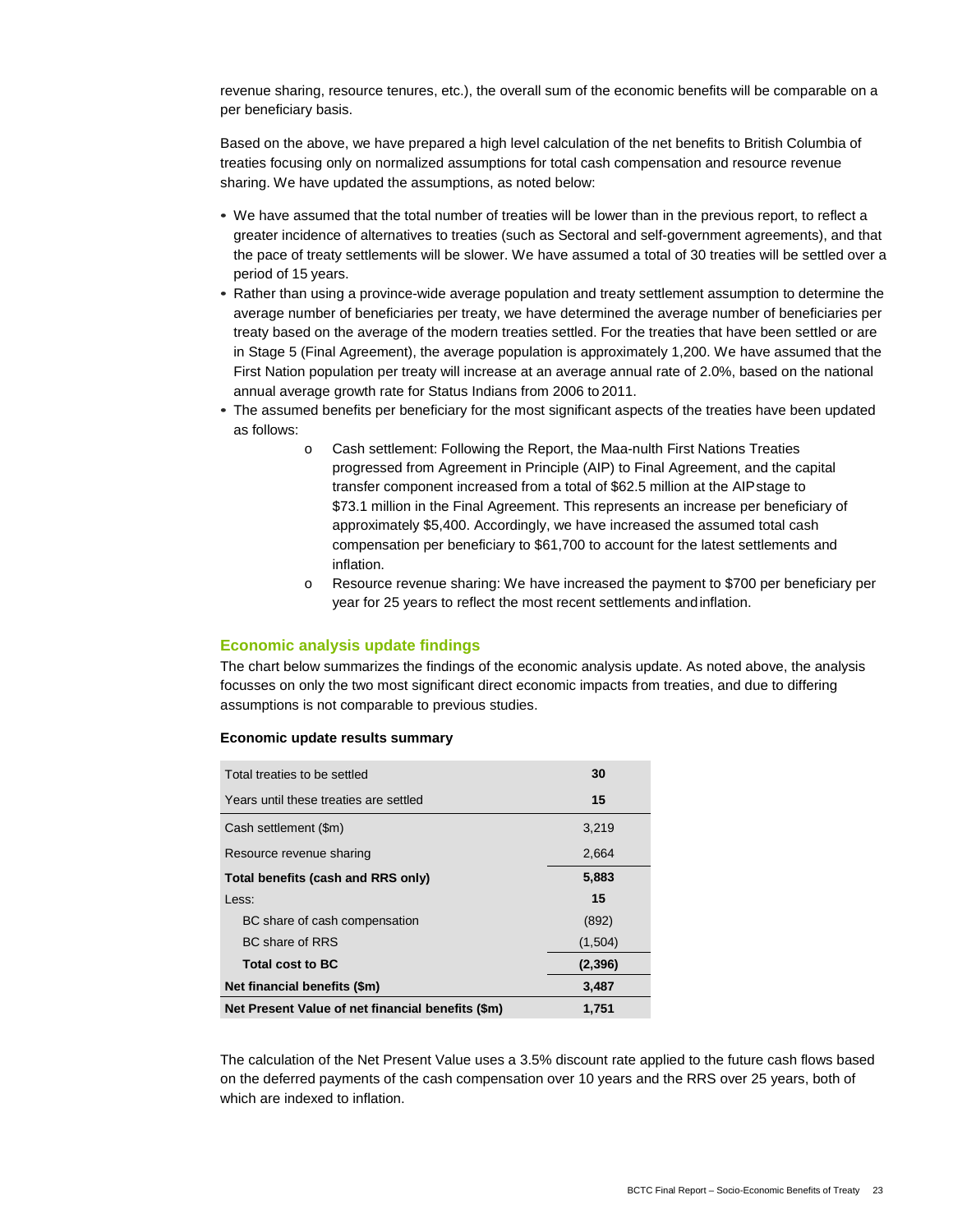revenue sharing, resource tenures, etc.), the overall sum of the economic benefits will be comparable on a per beneficiary basis.

Based on the above, we have prepared a high level calculation of the net benefits to British Columbia of treaties focusing only on normalized assumptions for total cash compensation and resource revenue sharing. We have updated the assumptions, as noted below:

- We have assumed that the total number of treaties will be lower than in the previous report, to reflect a greater incidence of alternatives to treaties (such as Sectoral and self-government agreements), and that the pace of treaty settlements will be slower. We have assumed a total of 30 treaties will be settled over a period of 15 years.
- Rather than using a province-wide average population and treaty settlement assumption to determine the average number of beneficiaries per treaty, we have determined the average number of beneficiaries per treaty based on the average of the modern treaties settled. For the treaties that have been settled or are in Stage 5 (Final Agreement), the average population is approximately 1,200. We have assumed that the First Nation population per treaty will increase at an average annual rate of 2.0%, based on the national annual average growth rate for Status Indians from 2006 to 2011.
- The assumed benefits per beneficiary for the most significant aspects of the treaties have been updated as follows:
  - Cash settlement: Following the Report, the Maa-nulth First Nations Treaties progressed from Agreement in Principle (AIP) to Final Agreement, and the capital transfer component increased from a total of $62.5 million at the AIP stage to $73.1 million in the Final Agreement. This represents an increase per beneficiary of approximately $5,400. Accordingly, we have increased the assumed total cash compensation per beneficiary to $61,700 to account for the latest settlements and inflation.
  - Resource revenue sharing: We have increased the payment to $700 per beneficiary per year for 25 years to reflect the most recent settlements and inflation.

## Economic analysis update findings

The chart below summarizes the findings of the economic analysis update. As noted above, the analysis focusses on only the two most significant direct economic impacts from treaties, and due to differing assumptions is not comparable to previous studies.

**Economic update results summary**

| | |
|---|---|
| Total treaties to be settled | **30** |
| Years until these treaties are settled | **15** |
| Cash settlement ($m) | 3,219 |
| Resource revenue sharing | 2,664 |
| **Total benefits (cash and RRS only)** | **5,883** |
| Less: | **15** |
| BC share of cash compensation | (892) |
| BC share of RRS | (1,504) |
| **Total cost to BC** | **(2,396)** |
| **Net financial benefits ($m)** | **3,487** |
| **Net Present Value of net financial benefits ($m)** | **1,751** |

The calculation of the Net Present Value uses a 3.5% discount rate applied to the future cash flows based on the deferred payments of the cash compensation over 10 years and the RRS over 25 years, both of which are indexed to inflation.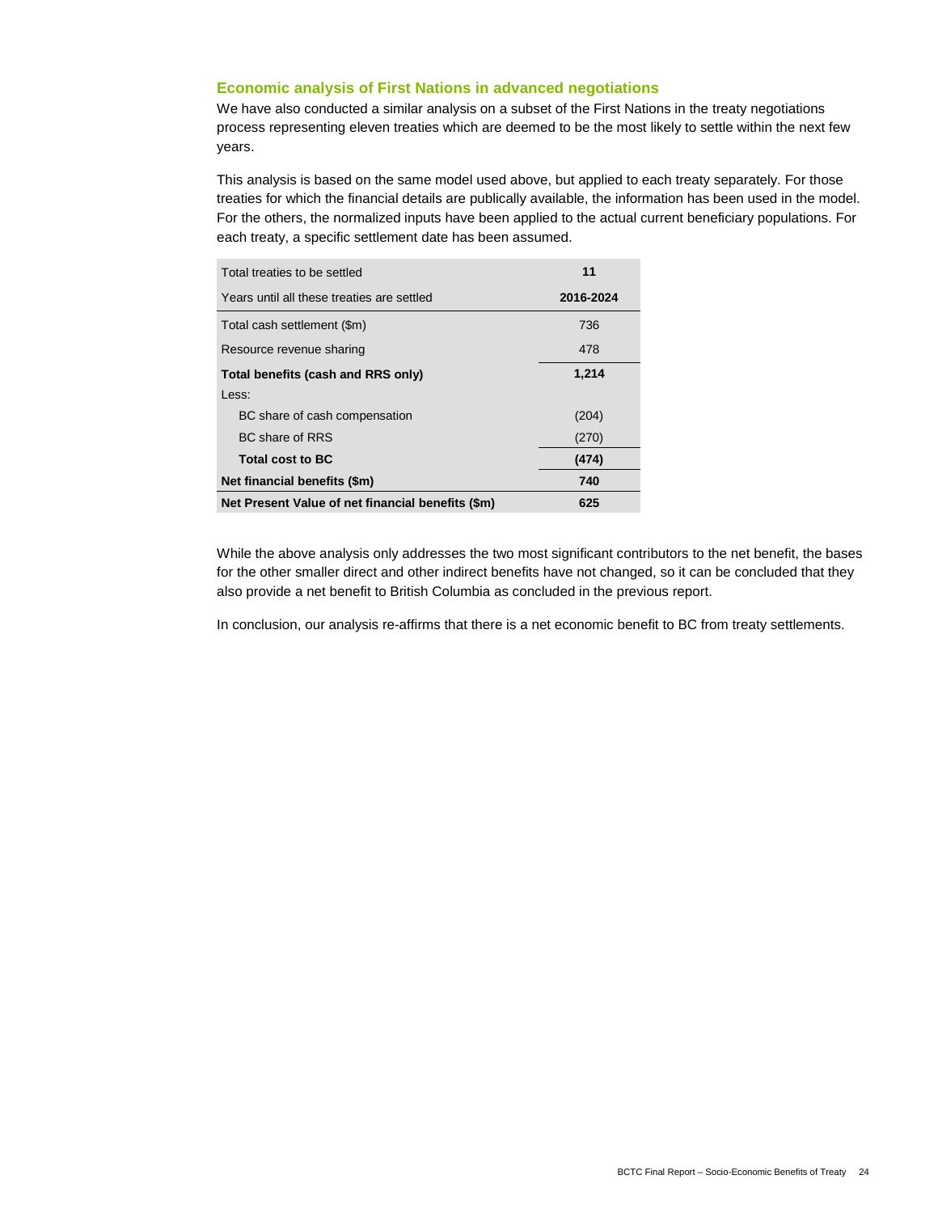### Economic analysis of First Nations in advanced negotiations

We have also conducted a similar analysis on a subset of the First Nations in the treaty negotiations process representing eleven treaties which are deemed to be the most likely to settle within the next few years.

This analysis is based on the same model used above, but applied to each treaty separately. For those treaties for which the financial details are publically available, the information has been used in the model. For the others, the normalized inputs have been applied to the actual current beneficiary populations. For each treaty, a specific settlement date has been assumed.

| | |
|---|---|
| Total treaties to be settled | **11** |
| Years until all these treaties are settled | **2016-2024** |
| Total cash settlement ($m) | 736 |
| Resource revenue sharing | 478 |
| **Total benefits (cash and RRS only)** | **1,214** |
| Less: | |
| BC share of cash compensation | (204) |
| BC share of RRS | (270) |
| **Total cost to BC** | **(474)** |
| **Net financial benefits ($m)** | **740** |
| **Net Present Value of net financial benefits ($m)** | **625** |

While the above analysis only addresses the two most significant contributors to the net benefit, the bases for the other smaller direct and other indirect benefits have not changed, so it can be concluded that they also provide a net benefit to British Columbia as concluded in the previous report.

In conclusion, our analysis re-affirms that there is a net economic benefit to BC from treaty settlements.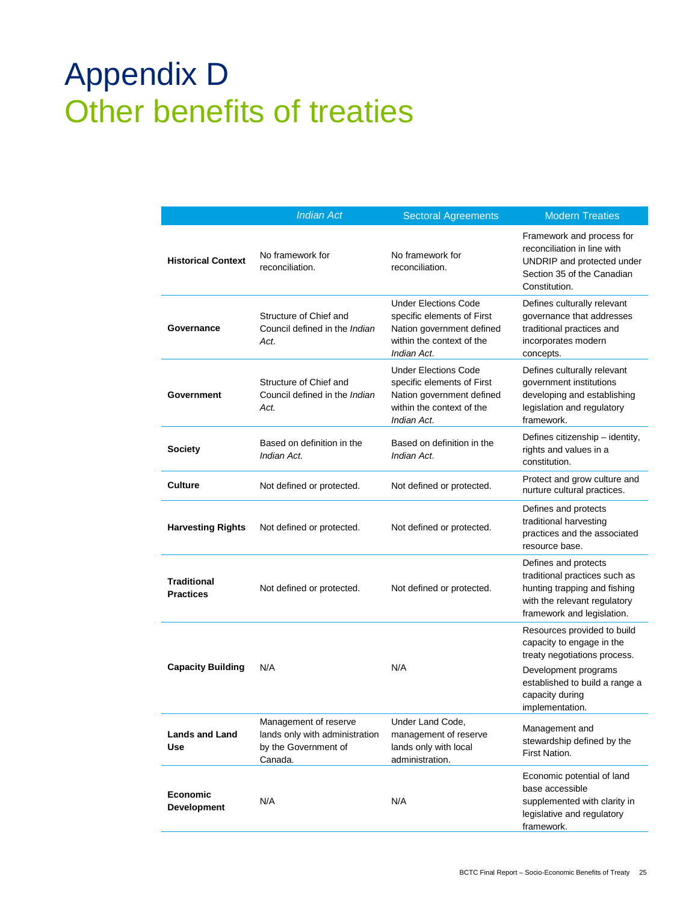# Appendix D
## Other benefits of treaties

| | *Indian Act* | Sectoral Agreements | Modern Treaties |
|---|---|---|---|
| **Historical Context** | No framework for reconciliation. | No framework for reconciliation. | Framework and process for reconciliation in line with UNDRIP and protected under Section 35 of the Canadian Constitution. |
| **Governance** | Structure of Chief and Council defined in the *Indian Act*. | Under Elections Code specific elements of First Nation government defined within the context of the *Indian Act*. | Defines culturally relevant governance that addresses traditional practices and incorporates modern concepts. |
| **Government** | Structure of Chief and Council defined in the *Indian Act.* | Under Elections Code specific elements of First Nation government defined within the context of the *Indian Act*. | Defines culturally relevant government institutions developing and establishing legislation and regulatory framework. |
| **Society** | Based on definition in the *Indian Act*. | Based on definition in the *Indian Act*. | Defines citizenship – identity, rights and values in a constitution. |
| **Culture** | Not defined or protected. | Not defined or protected. | Protect and grow culture and nurture cultural practices. |
| **Harvesting Rights** | Not defined or protected. | Not defined or protected. | Defines and protects traditional harvesting practices and the associated resource base. |
| **Traditional Practices** | Not defined or protected. | Not defined or protected. | Defines and protects traditional practices such as hunting trapping and fishing with the relevant regulatory framework and legislation. |
| **Capacity Building** | N/A | N/A | Resources provided to build capacity to engage in the treaty negotiations process. Development programs established to build a range a capacity during implementation. |
| **Lands and Land Use** | Management of reserve lands only with administration by the Government of Canada. | Under Land Code, management of reserve lands only with local administration. | Management and stewardship defined by the First Nation. |
| **Economic Development** | N/A | N/A | Economic potential of land base accessible supplemented with clarity in legislative and regulatory framework. |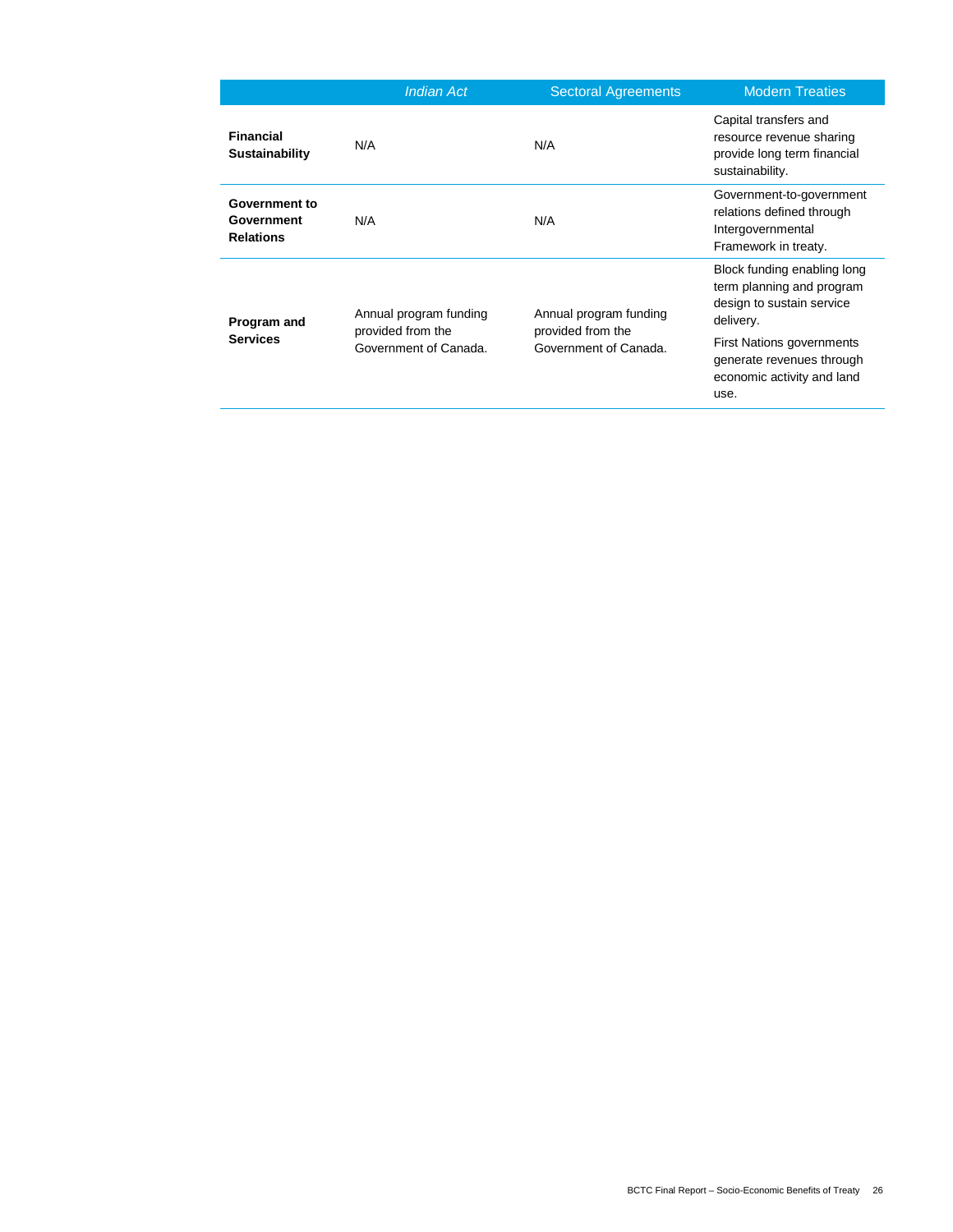| | *Indian Act* | Sectoral Agreements | Modern Treaties |
|---|---|---|---|
| **Financial Sustainability** | N/A | N/A | Capital transfers and resource revenue sharing provide long term financial sustainability. |
| **Government to Government Relations** | N/A | N/A | Government-to-government relations defined through Intergovernmental Framework in treaty. |
| **Program and Services** | Annual program funding provided from the Government of Canada. | Annual program funding provided from the Government of Canada. | Block funding enabling long term planning and program design to sustain service delivery. First Nations governments generate revenues through economic activity and land use. |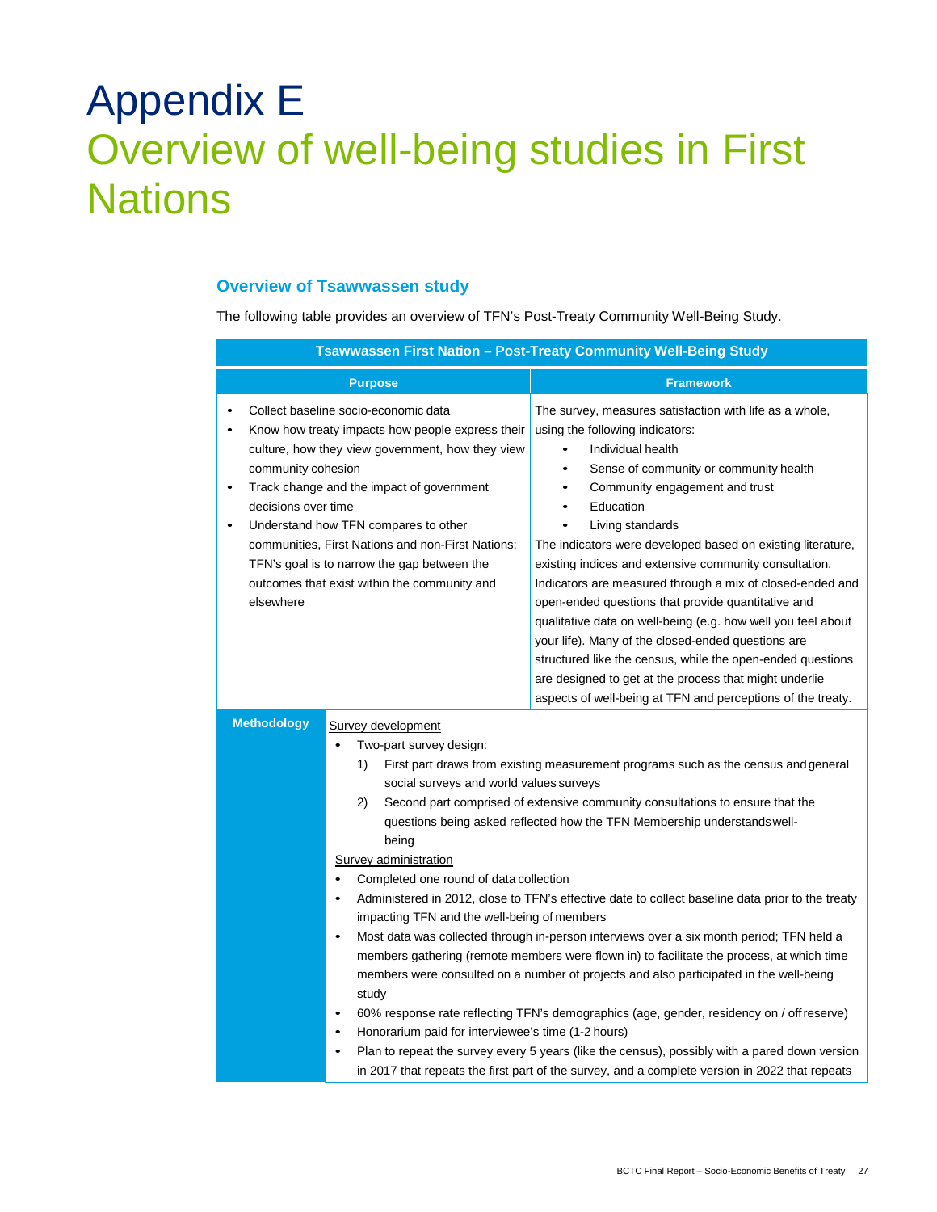# Appendix E
# Overview of well-being studies in First Nations

### Overview of Tsawwassen study

The following table provides an overview of TFN's Post-Treaty Community Well-Being Study.

| Tsawwassen First Nation – Post-Treaty Community Well-Being Study | |
|---|---|
| **Purpose** | **Framework** |
| • Collect baseline socio-economic data<br>• Know how treaty impacts how people express their culture, how they view government, how they view community cohesion<br>• Track change and the impact of government decisions over time<br>• Understand how TFN compares to other communities, First Nations and non-First Nations; TFN's goal is to narrow the gap between the outcomes that exist within the community and elsewhere | The survey, measures satisfaction with life as a whole, using the following indicators:<br>• Individual health<br>• Sense of community or community health<br>• Community engagement and trust<br>• Education<br>• Living standards<br>The indicators were developed based on existing literature, existing indices and extensive community consultation. Indicators are measured through a mix of closed-ended and open-ended questions that provide quantitative and qualitative data on well-being (e.g. how well you feel about your life). Many of the closed-ended questions are structured like the census, while the open-ended questions are designed to get at the process that might underlie aspects of well-being at TFN and perceptions of the treaty. |
| **Methodology** | Survey development<br>• Two-part survey design:<br>1) First part draws from existing measurement programs such as the census and general social surveys and world values surveys<br>2) Second part comprised of extensive community consultations to ensure that the questions being asked reflected how the TFN Membership understands well-being<br>Survey administration<br>• Completed one round of data collection<br>• Administered in 2012, close to TFN's effective date to collect baseline data prior to the treaty impacting TFN and the well-being of members<br>• Most data was collected through in-person interviews over a six month period; TFN held a members gathering (remote members were flown in) to facilitate the process, at which time members were consulted on a number of projects and also participated in the well-being study<br>• 60% response rate reflecting TFN's demographics (age, gender, residency on / off reserve)<br>• Honorarium paid for interviewee's time (1-2 hours)<br>• Plan to repeat the survey every 5 years (like the census), possibly with a pared down version in 2017 that repeats the first part of the survey, and a complete version in 2022 that repeats |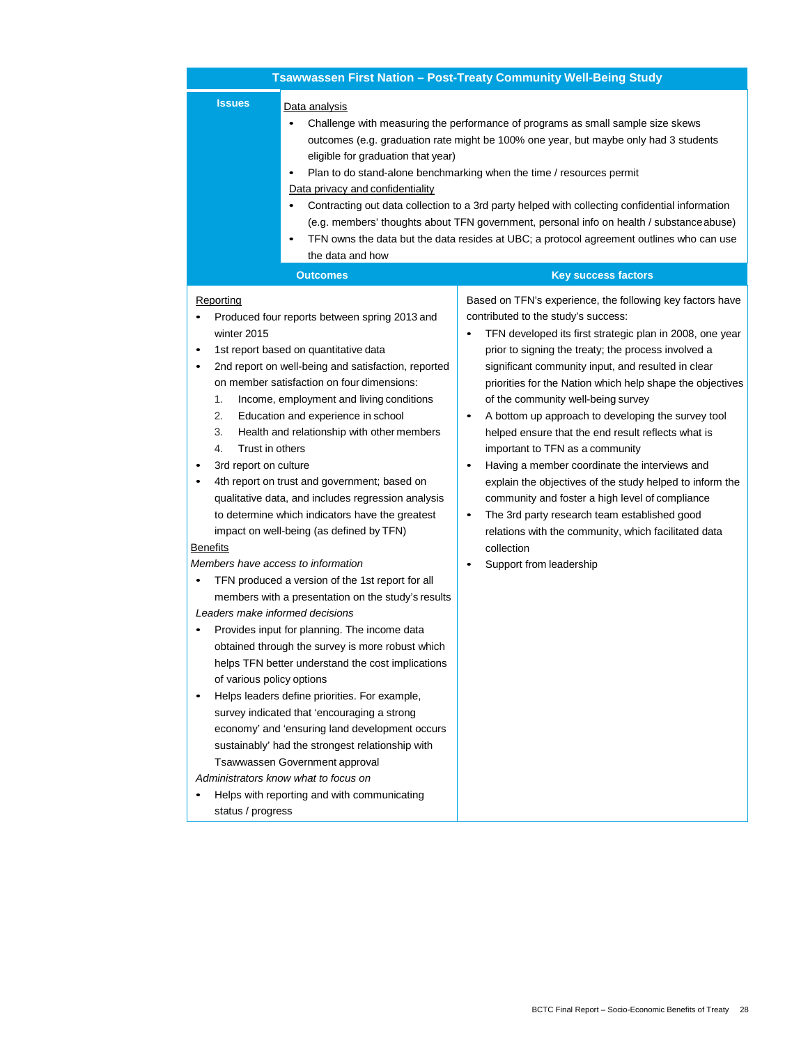## Tsawwassen First Nation – Post-Treaty Community Well-Being Study

**Issues**

Data analysis

- Challenge with measuring the performance of programs as small sample size skews outcomes (e.g. graduation rate might be 100% one year, but maybe only had 3 students eligible for graduation that year)
- Plan to do stand-alone benchmarking when the time / resources permit

Data privacy and confidentiality

- Contracting out data collection to a 3rd party helped with collecting confidential information (e.g. members' thoughts about TFN government, personal info on health / substance abuse)
- TFN owns the data but the data resides at UBC; a protocol agreement outlines who can use the data and how

**Outcomes**

Reporting

- Produced four reports between spring 2013 and winter 2015
- 1st report based on quantitative data
- 2nd report on well-being and satisfaction, reported on member satisfaction on four dimensions:
  1. Income, employment and living conditions
  2. Education and experience in school
  3. Health and relationship with other members
  4. Trust in others
- 3rd report on culture
- 4th report on trust and government; based on qualitative data, and includes regression analysis to determine which indicators have the greatest impact on well-being (as defined by TFN)

Benefits

*Members have access to information*

- TFN produced a version of the 1st report for all members with a presentation on the study's results

*Leaders make informed decisions*

- Provides input for planning. The income data obtained through the survey is more robust which helps TFN better understand the cost implications of various policy options
- Helps leaders define priorities. For example, survey indicated that 'encouraging a strong economy' and 'ensuring land development occurs sustainably' had the strongest relationship with Tsawwassen Government approval

*Administrators know what to focus on*

- Helps with reporting and with communicating status / progress

**Key success factors**

Based on TFN's experience, the following key factors have contributed to the study's success:

- TFN developed its first strategic plan in 2008, one year prior to signing the treaty; the process involved a significant community input, and resulted in clear priorities for the Nation which help shape the objectives of the community well-being survey
- A bottom up approach to developing the survey tool helped ensure that the end result reflects what is important to TFN as a community
- Having a member coordinate the interviews and explain the objectives of the study helped to inform the community and foster a high level of compliance
- The 3rd party research team established good relations with the community, which facilitated data collection
- Support from leadership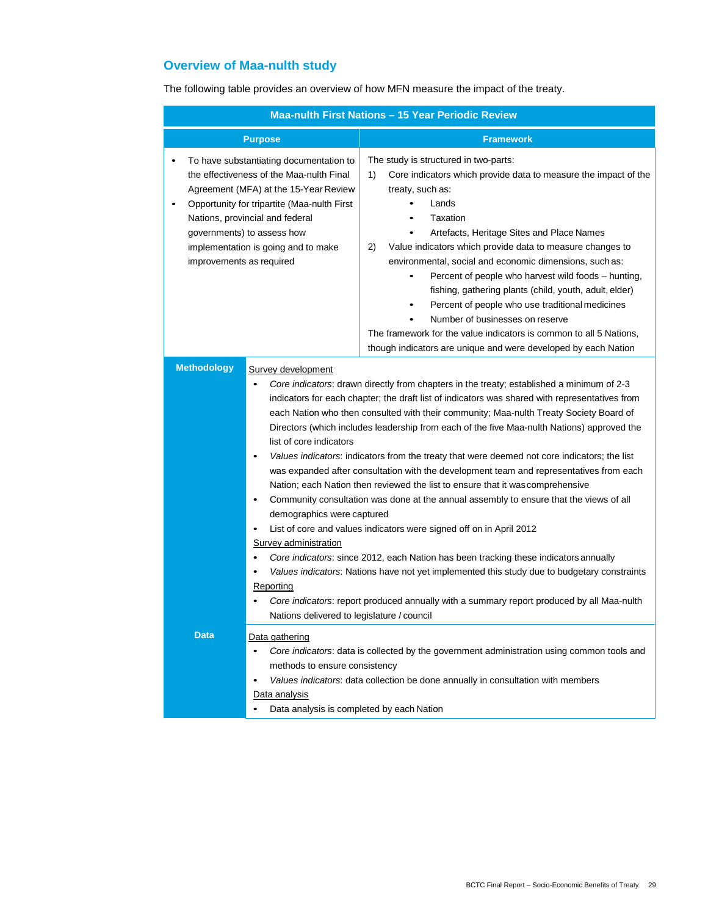## Overview of Maa-nulth study

The following table provides an overview of how MFN measure the impact of the treaty.

**Maa-nulth First Nations – 15 Year Periodic Review**

| Purpose | Framework |
| --- | --- |
| • To have substantiating documentation to the effectiveness of the Maa-nulth Final Agreement (MFA) at the 15-Year Review<br>• Opportunity for tripartite (Maa-nulth First Nations, provincial and federal governments) to assess how implementation is going and to make improvements as required | The study is structured in two-parts:<br>1) Core indicators which provide data to measure the impact of the treaty, such as:<br>&nbsp;&nbsp;• Lands<br>&nbsp;&nbsp;• Taxation<br>&nbsp;&nbsp;• Artefacts, Heritage Sites and Place Names<br>2) Value indicators which provide data to measure changes to environmental, social and economic dimensions, such as:<br>&nbsp;&nbsp;• Percent of people who harvest wild foods – hunting, fishing, gathering plants (child, youth, adult, elder)<br>&nbsp;&nbsp;• Percent of people who use traditional medicines<br>&nbsp;&nbsp;• Number of businesses on reserve<br>The framework for the value indicators is common to all 5 Nations, though indicators are unique and were developed by each Nation |

| | |
| --- | --- |
| **Methodology** | Survey development<br>• *Core indicators*: drawn directly from chapters in the treaty; established a minimum of 2-3 indicators for each chapter; the draft list of indicators was shared with representatives from each Nation who then consulted with their community; Maa-nulth Treaty Society Board of Directors (which includes leadership from each of the five Maa-nulth Nations) approved the list of core indicators<br>• *Values indicators*: indicators from the treaty that were deemed not core indicators; the list was expanded after consultation with the development team and representatives from each Nation; each Nation then reviewed the list to ensure that it was comprehensive<br>• Community consultation was done at the annual assembly to ensure that the views of all demographics were captured<br>• List of core and values indicators were signed off on in April 2012<br>Survey administration<br>• *Core indicators*: since 2012, each Nation has been tracking these indicators annually<br>• *Values indicators*: Nations have not yet implemented this study due to budgetary constraints<br>Reporting<br>• *Core indicators*: report produced annually with a summary report produced by all Maa-nulth Nations delivered to legislature / council |
| **Data** | Data gathering<br>• *Core indicators*: data is collected by the government administration using common tools and methods to ensure consistency<br>• *Values indicators*: data collection be done annually in consultation with members<br>Data analysis<br>• Data analysis is completed by each Nation |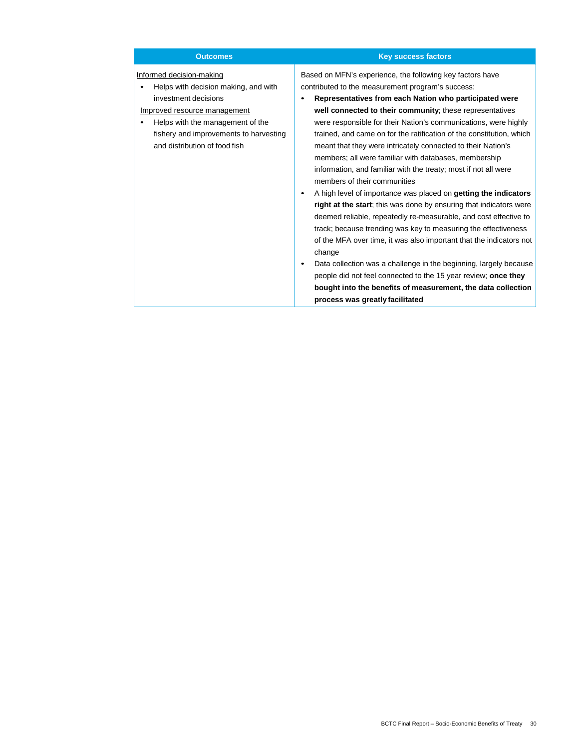| Outcomes | Key success factors |
| --- | --- |
| Informed decision-making<br>• Helps with decision making, and with investment decisions<br>Improved resource management<br>• Helps with the management of the fishery and improvements to harvesting and distribution of food fish | Based on MFN's experience, the following key factors have contributed to the measurement program's success:<br>• **Representatives from each Nation who participated were well connected to their community**; these representatives were responsible for their Nation's communications, were highly trained, and came on for the ratification of the constitution, which meant that they were intricately connected to their Nation's members; all were familiar with databases, membership information, and familiar with the treaty; most if not all were members of their communities<br>• A high level of importance was placed on **getting the indicators right at the start**; this was done by ensuring that indicators were deemed reliable, repeatedly re-measurable, and cost effective to track; because trending was key to measuring the effectiveness of the MFA over time, it was also important that the indicators not change<br>• Data collection was a challenge in the beginning, largely because people did not feel connected to the 15 year review; **once they bought into the benefits of measurement, the data collection process was greatly facilitated** |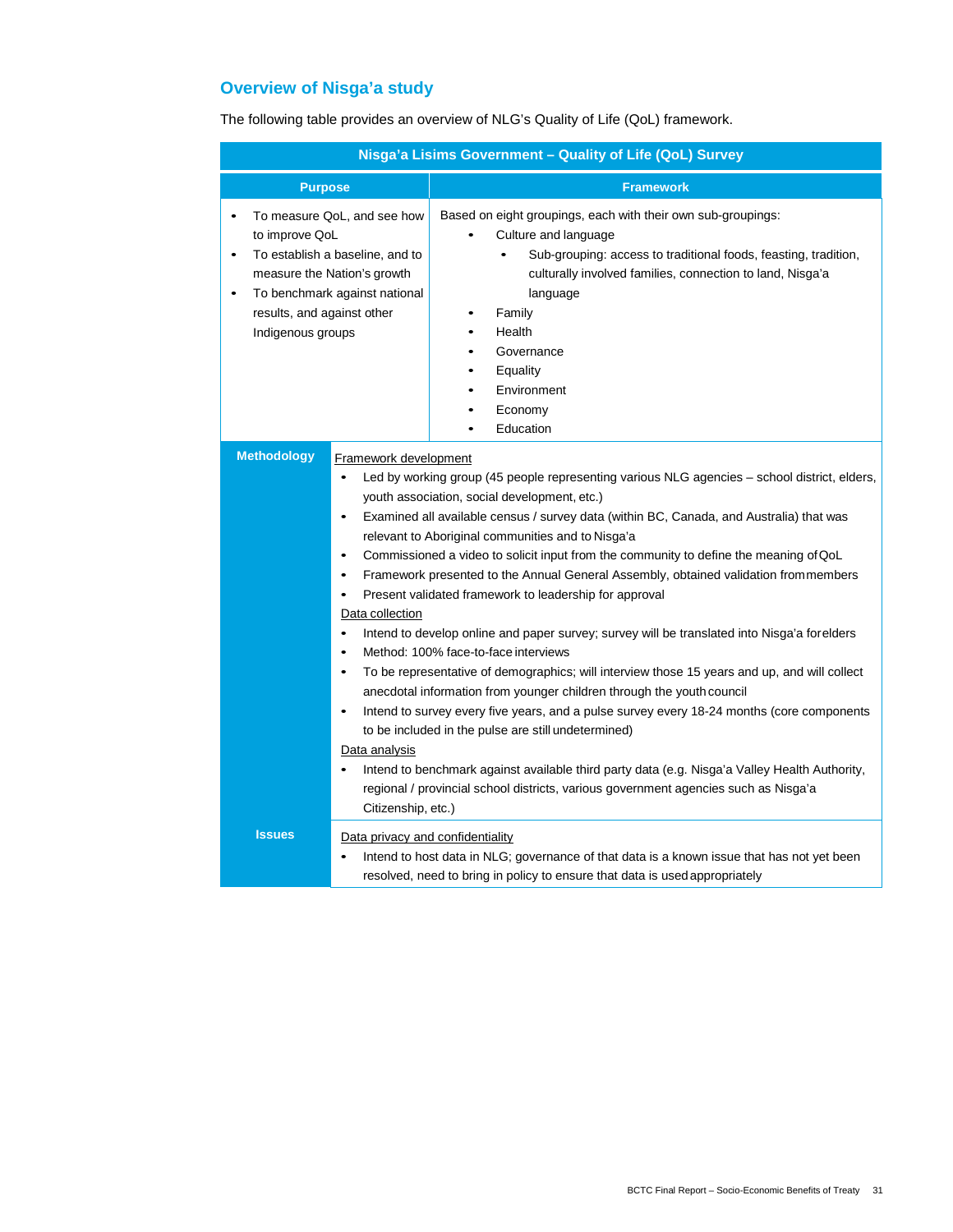## Overview of Nisga'a study

The following table provides an overview of NLG's Quality of Life (QoL) framework.

| Nisga'a Lisims Government – Quality of Life (QoL) Survey | |
|---|---|
| **Purpose** | **Framework** |
| • To measure QoL, and see how to improve QoL<br>• To establish a baseline, and to measure the Nation's growth<br>• To benchmark against national results, and against other Indigenous groups | Based on eight groupings, each with their own sub-groupings:<br>• Culture and language<br>&nbsp;&nbsp;&nbsp;&nbsp;• Sub-grouping: access to traditional foods, feasting, tradition, culturally involved families, connection to land, Nisga'a language<br>• Family<br>• Health<br>• Governance<br>• Equality<br>• Environment<br>• Economy<br>• Education |
| **Methodology** | Framework development<br>• Led by working group (45 people representing various NLG agencies – school district, elders, youth association, social development, etc.)<br>• Examined all available census / survey data (within BC, Canada, and Australia) that was relevant to Aboriginal communities and to Nisga'a<br>• Commissioned a video to solicit input from the community to define the meaning of QoL<br>• Framework presented to the Annual General Assembly, obtained validation from members<br>• Present validated framework to leadership for approval<br>Data collection<br>• Intend to develop online and paper survey; survey will be translated into Nisga'a for elders<br>• Method: 100% face-to-face interviews<br>• To be representative of demographics; will interview those 15 years and up, and will collect anecdotal information from younger children through the youth council<br>• Intend to survey every five years, and a pulse survey every 18-24 months (core components to be included in the pulse are still undetermined)<br>Data analysis<br>• Intend to benchmark against available third party data (e.g. Nisga'a Valley Health Authority, regional / provincial school districts, various government agencies such as Nisga'a Citizenship, etc.) |
| **Issues** | Data privacy and confidentiality<br>• Intend to host data in NLG; governance of that data is a known issue that has not yet been resolved, need to bring in policy to ensure that data is used appropriately |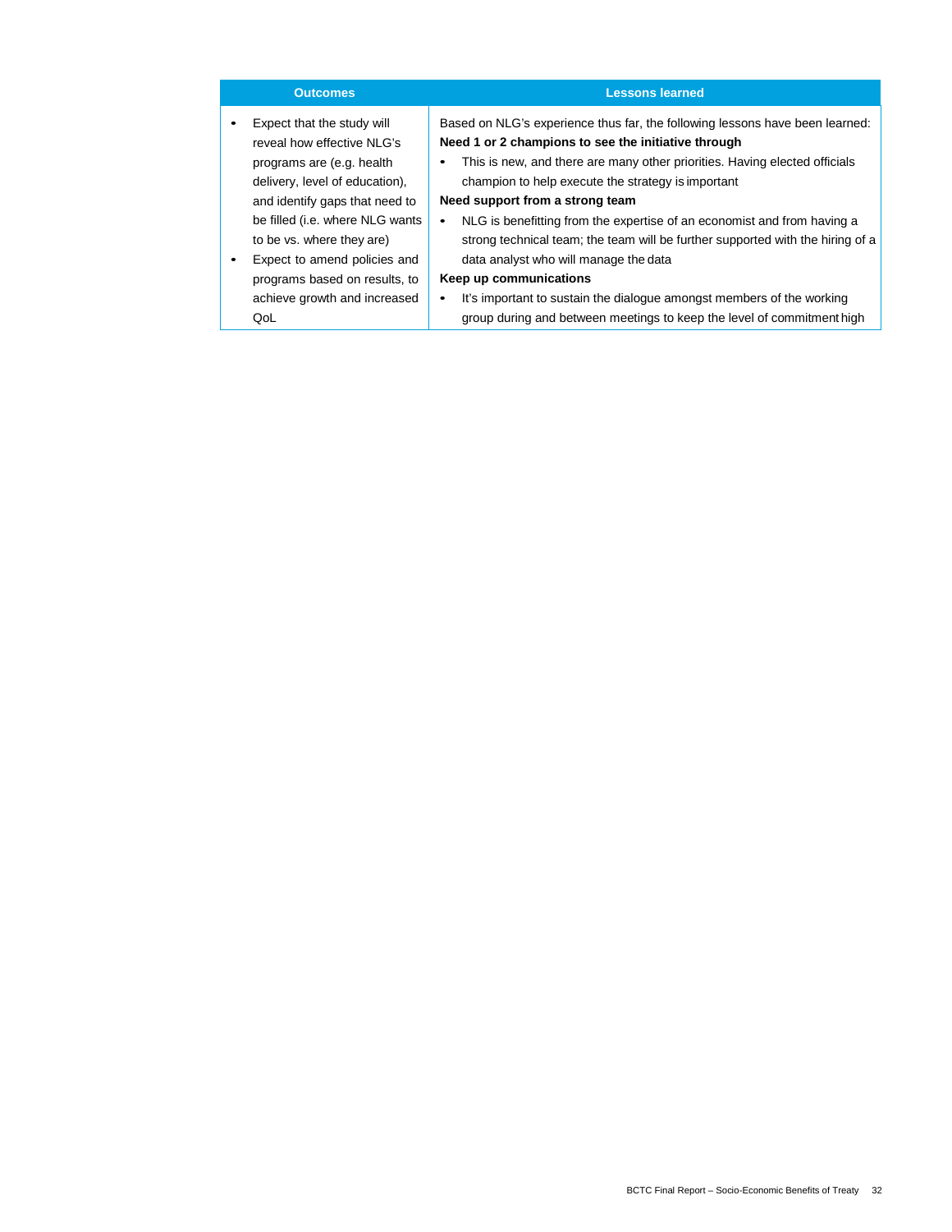| Outcomes | Lessons learned |
| --- | --- |
| • Expect that the study will reveal how effective NLG's programs are (e.g. health delivery, level of education), and identify gaps that need to be filled (i.e. where NLG wants to be vs. where they are)<br>• Expect to amend policies and programs based on results, to achieve growth and increased QoL | Based on NLG's experience thus far, the following lessons have been learned:<br>**Need 1 or 2 champions to see the initiative through**<br>• This is new, and there are many other priorities. Having elected officials champion to help execute the strategy is important<br>**Need support from a strong team**<br>• NLG is benefitting from the expertise of an economist and from having a strong technical team; the team will be further supported with the hiring of a data analyst who will manage the data<br>**Keep up communications**<br>• It's important to sustain the dialogue amongst members of the working group during and between meetings to keep the level of commitment high |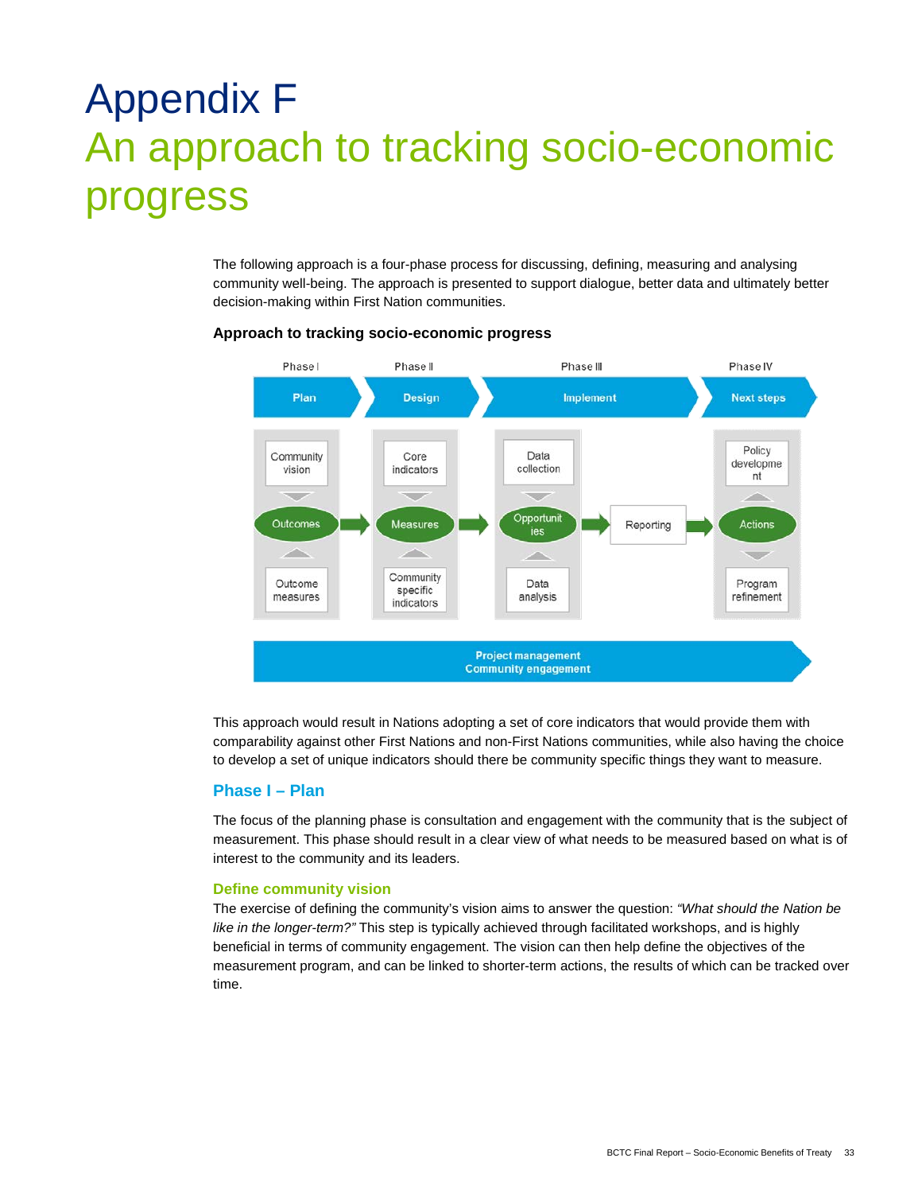# Appendix F
# An approach to tracking socio-economic progress

The following approach is a four-phase process for discussing, defining, measuring and analysing community well-being. The approach is presented to support dialogue, better data and ultimately better decision-making within First Nation communities.

**Approach to tracking socio-economic progress**

| Phase I | Phase II | Phase III | | Phase IV |
|---|---|---|---|---|
| Plan | Design | Implement | | Next steps |
| Community vision | Core indicators | Data collection | | Policy development |
| Outcomes | Measures | Opportunities | Reporting | Actions |
| Outcome measures | Community specific indicators | Data analysis | | Program refinement |

Project management
Community engagement

This approach would result in Nations adopting a set of core indicators that would provide them with comparability against other First Nations and non-First Nations communities, while also having the choice to develop a set of unique indicators should there be community specific things they want to measure.

## Phase I – Plan

The focus of the planning phase is consultation and engagement with the community that is the subject of measurement. This phase should result in a clear view of what needs to be measured based on what is of interest to the community and its leaders.

### Define community vision

The exercise of defining the community's vision aims to answer the question: *"What should the Nation be like in the longer-term?"* This step is typically achieved through facilitated workshops, and is highly beneficial in terms of community engagement. The vision can then help define the objectives of the measurement program, and can be linked to shorter-term actions, the results of which can be tracked over time.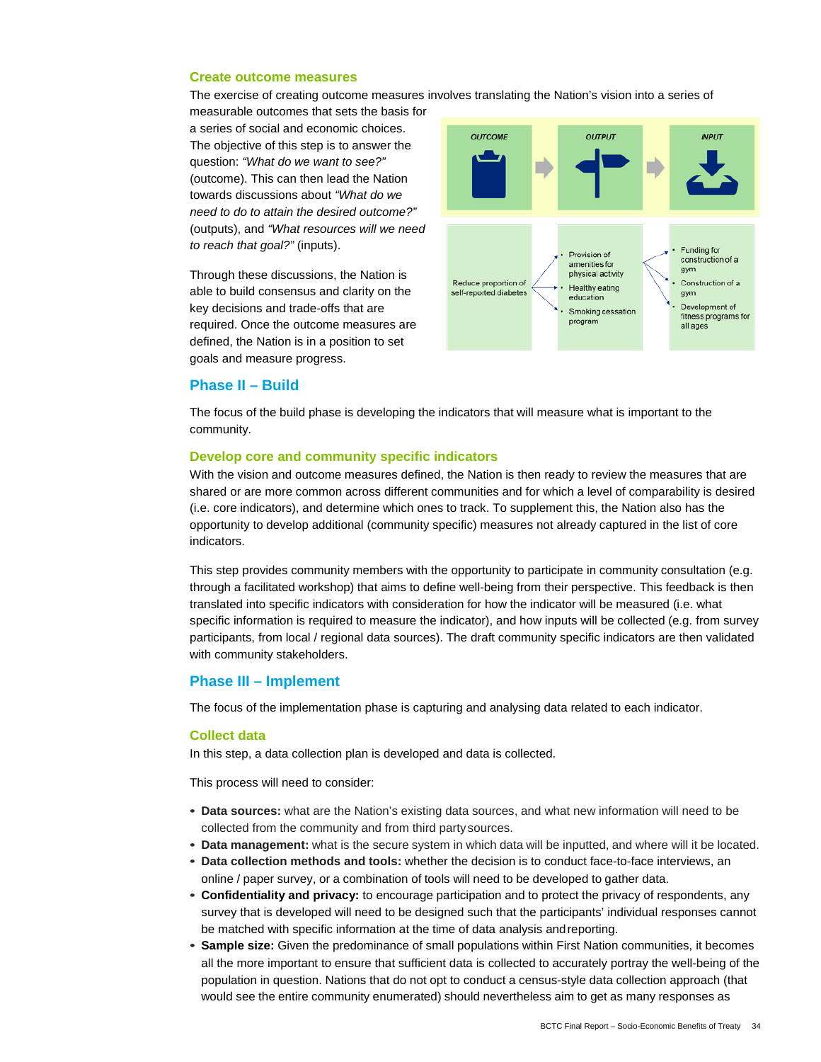### Create outcome measures

The exercise of creating outcome measures involves translating the Nation's vision into a series of measurable outcomes that sets the basis for a series of social and economic choices. The objective of this step is to answer the question: *"What do we want to see?"* (outcome). This can then lead the Nation towards discussions about *"What do we need to do to attain the desired outcome?"* (outputs), and *"What resources will we need to reach that goal?"* (inputs).

Through these discussions, the Nation is able to build consensus and clarity on the key decisions and trade-offs that are required. Once the outcome measures are defined, the Nation is in a position to set goals and measure progress.

| OUTCOME | OUTPUT | INPUT |
| --- | --- | --- |
| Reduce proportion of self-reported diabetes | • Provision of amenities for physical activity<br>• Healthy eating education<br>• Smoking cessation program | • Funding for construction of a gym<br>• Construction of a gym<br>• Development of fitness programs for all ages |

## Phase II – Build

The focus of the build phase is developing the indicators that will measure what is important to the community.

### Develop core and community specific indicators

With the vision and outcome measures defined, the Nation is then ready to review the measures that are shared or are more common across different communities and for which a level of comparability is desired (i.e. core indicators), and determine which ones to track. To supplement this, the Nation also has the opportunity to develop additional (community specific) measures not already captured in the list of core indicators.

This step provides community members with the opportunity to participate in community consultation (e.g. through a facilitated workshop) that aims to define well-being from their perspective. This feedback is then translated into specific indicators with consideration for how the indicator will be measured (i.e. what specific information is required to measure the indicator), and how inputs will be collected (e.g. from survey participants, from local / regional data sources). The draft community specific indicators are then validated with community stakeholders.

## Phase III – Implement

The focus of the implementation phase is capturing and analysing data related to each indicator.

### Collect data

In this step, a data collection plan is developed and data is collected.

This process will need to consider:

- **Data sources:** what are the Nation's existing data sources, and what new information will need to be collected from the community and from third party sources.
- **Data management:** what is the secure system in which data will be inputted, and where will it be located.
- **Data collection methods and tools:** whether the decision is to conduct face-to-face interviews, an online / paper survey, or a combination of tools will need to be developed to gather data.
- **Confidentiality and privacy:** to encourage participation and to protect the privacy of respondents, any survey that is developed will need to be designed such that the participants' individual responses cannot be matched with specific information at the time of data analysis and reporting.
- **Sample size:** Given the predominance of small populations within First Nation communities, it becomes all the more important to ensure that sufficient data is collected to accurately portray the well-being of the population in question. Nations that do not opt to conduct a census-style data collection approach (that would see the entire community enumerated) should nevertheless aim to get as many responses as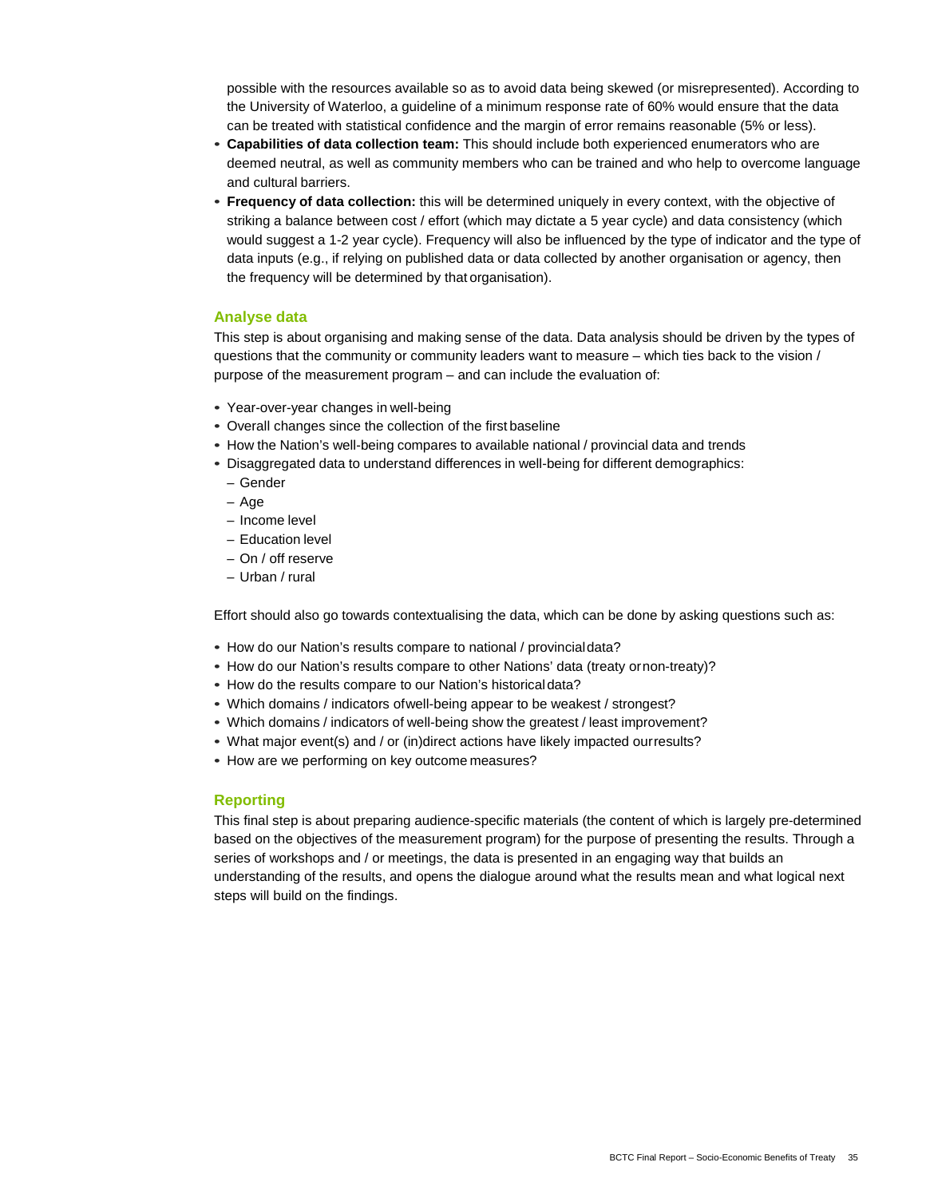possible with the resources available so as to avoid data being skewed (or misrepresented). According to the University of Waterloo, a guideline of a minimum response rate of 60% would ensure that the data can be treated with statistical confidence and the margin of error remains reasonable (5% or less).

- **Capabilities of data collection team:** This should include both experienced enumerators who are deemed neutral, as well as community members who can be trained and who help to overcome language and cultural barriers.
- **Frequency of data collection:** this will be determined uniquely in every context, with the objective of striking a balance between cost / effort (which may dictate a 5 year cycle) and data consistency (which would suggest a 1-2 year cycle). Frequency will also be influenced by the type of indicator and the type of data inputs (e.g., if relying on published data or data collected by another organisation or agency, then the frequency will be determined by that organisation).

### Analyse data

This step is about organising and making sense of the data. Data analysis should be driven by the types of questions that the community or community leaders want to measure – which ties back to the vision / purpose of the measurement program – and can include the evaluation of:

- Year-over-year changes in well-being
- Overall changes since the collection of the first baseline
- How the Nation's well-being compares to available national / provincial data and trends
- Disaggregated data to understand differences in well-being for different demographics:
  - Gender
  - Age
  - Income level
  - Education level
  - On / off reserve
  - Urban / rural

Effort should also go towards contextualising the data, which can be done by asking questions such as:

- How do our Nation's results compare to national / provincial data?
- How do our Nation's results compare to other Nations' data (treaty or non-treaty)?
- How do the results compare to our Nation's historical data?
- Which domains / indicators of well-being appear to be weakest / strongest?
- Which domains / indicators of well-being show the greatest / least improvement?
- What major event(s) and / or (in)direct actions have likely impacted our results?
- How are we performing on key outcome measures?

### Reporting

This final step is about preparing audience-specific materials (the content of which is largely pre-determined based on the objectives of the measurement program) for the purpose of presenting the results. Through a series of workshops and / or meetings, the data is presented in an engaging way that builds an understanding of the results, and opens the dialogue around what the results mean and what logical next steps will build on the findings.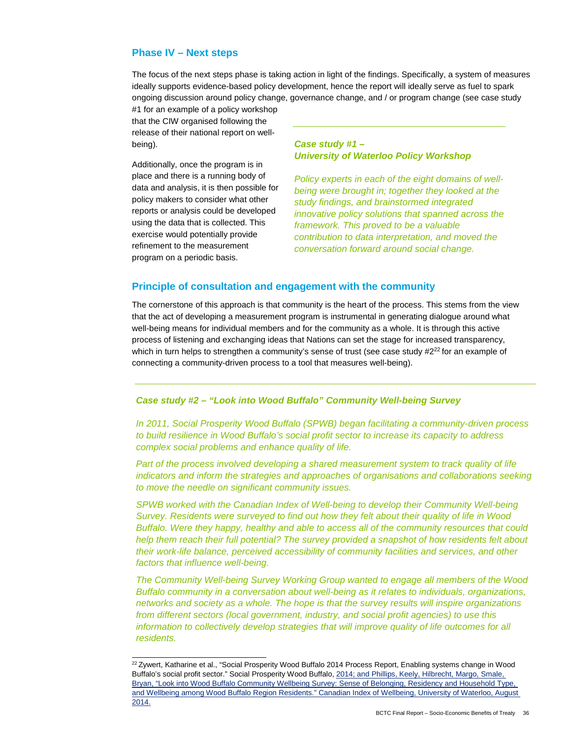## Phase IV – Next steps

The focus of the next steps phase is taking action in light of the findings. Specifically, a system of measures ideally supports evidence-based policy development, hence the report will ideally serve as fuel to spark ongoing discussion around policy change, governance change, and / or program change (see case study #1 for an example of a policy workshop that the CIW organised following the release of their national report on well-being).

Additionally, once the program is in place and there is a running body of data and analysis, it is then possible for policy makers to consider what other reports or analysis could be developed using the data that is collected. This exercise would potentially provide refinement to the measurement program on a periodic basis.

***Case study #1 – University of Waterloo Policy Workshop***

*Policy experts in each of the eight domains of well-being were brought in; together they looked at the study findings, and brainstormed integrated innovative policy solutions that spanned across the framework. This proved to be a valuable contribution to data interpretation, and moved the conversation forward around social change.*

## Principle of consultation and engagement with the community

The cornerstone of this approach is that community is the heart of the process. This stems from the view that the act of developing a measurement program is instrumental in generating dialogue around what well-being means for individual members and for the community as a whole. It is through this active process of listening and exchanging ideas that Nations can set the stage for increased transparency, which in turn helps to strengthen a community's sense of trust (see case study #2[22] for an example of connecting a community-driven process to a tool that measures well-being).

***Case study #2 – "Look into Wood Buffalo" Community Well-being Survey***

*In 2011, Social Prosperity Wood Buffalo (SPWB) began facilitating a community-driven process to build resilience in Wood Buffalo's social profit sector to increase its capacity to address complex social problems and enhance quality of life.*

*Part of the process involved developing a shared measurement system to track quality of life indicators and inform the strategies and approaches of organisations and collaborations seeking to move the needle on significant community issues.*

*SPWB worked with the Canadian Index of Well-being to develop their Community Well-being Survey. Residents were surveyed to find out how they felt about their quality of life in Wood Buffalo. Were they happy, healthy and able to access all of the community resources that could help them reach their full potential? The survey provided a snapshot of how residents felt about their work-life balance, perceived accessibility of community facilities and services, and other factors that influence well-being.*

*The Community Well-being Survey Working Group wanted to engage all members of the Wood Buffalo community in a conversation about well-being as it relates to individuals, organizations, networks and society as a whole. The hope is that the survey results will inspire organizations from different sectors (local government, industry, and social profit agencies) to use this information to collectively develop strategies that will improve quality of life outcomes for all residents.*

---

[22] Zywert, Katharine et al., "Social Prosperity Wood Buffalo 2014 Process Report, Enabling systems change in Wood Buffalo's social profit sector." Social Prosperity Wood Buffalo, 2014; and Phillips, Keely, Hilbrecht, Margo, Smale, Bryan, "Look into Wood Buffalo Community Wellbeing Survey: Sense of Belonging, Residency and Household Type, and Wellbeing among Wood Buffalo Region Residents." Canadian Index of Wellbeing, University of Waterloo, August 2014.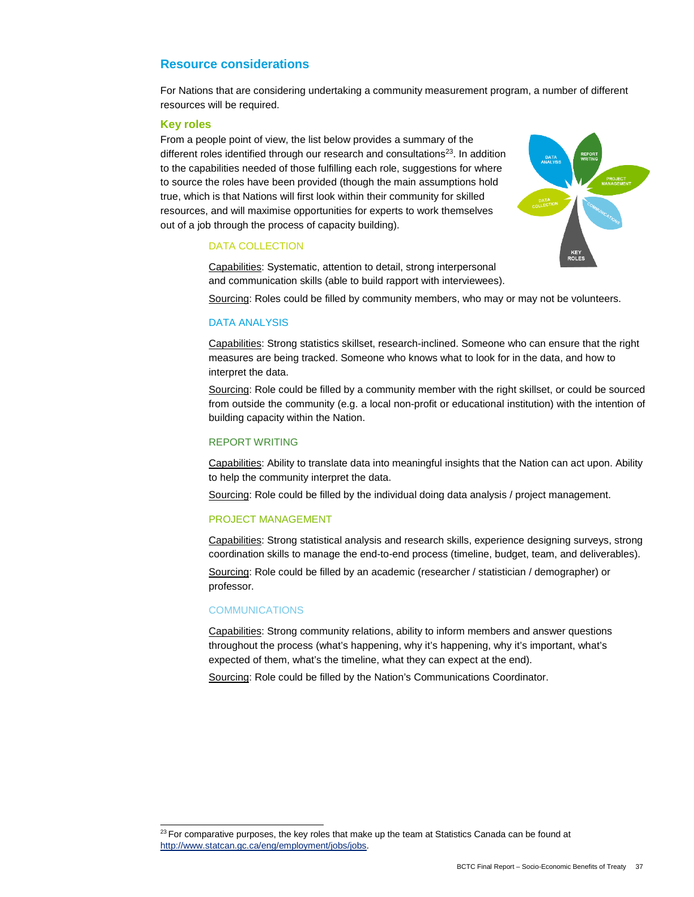## Resource considerations

For Nations that are considering undertaking a community measurement program, a number of different resources will be required.

### Key roles

From a people point of view, the list below provides a summary of the different roles identified through our research and consultations[23]. In addition to the capabilities needed of those fulfilling each role, suggestions for where to source the roles have been provided (though the main assumptions hold true, which is that Nations will first look within their community for skilled resources, and will maximise opportunities for experts to work themselves out of a job through the process of capacity building).

#### DATA COLLECTION

Capabilities: Systematic, attention to detail, strong interpersonal and communication skills (able to build rapport with interviewees).

Sourcing: Roles could be filled by community members, who may or may not be volunteers.

#### DATA ANALYSIS

Capabilities: Strong statistics skillset, research-inclined. Someone who can ensure that the right measures are being tracked. Someone who knows what to look for in the data, and how to interpret the data.

Sourcing: Role could be filled by a community member with the right skillset, or could be sourced from outside the community (e.g. a local non-profit or educational institution) with the intention of building capacity within the Nation.

#### REPORT WRITING

Capabilities: Ability to translate data into meaningful insights that the Nation can act upon. Ability to help the community interpret the data.

Sourcing: Role could be filled by the individual doing data analysis / project management.

#### PROJECT MANAGEMENT

Capabilities: Strong statistical analysis and research skills, experience designing surveys, strong coordination skills to manage the end-to-end process (timeline, budget, team, and deliverables).

Sourcing: Role could be filled by an academic (researcher / statistician / demographer) or professor.

#### COMMUNICATIONS

Capabilities: Strong community relations, ability to inform members and answer questions throughout the process (what's happening, why it's happening, why it's important, what's expected of them, what's the timeline, what they can expect at the end).

Sourcing: Role could be filled by the Nation's Communications Coordinator.

---

[23] For comparative purposes, the key roles that make up the team at Statistics Canada can be found at http://www.statcan.gc.ca/eng/employment/jobs/jobs.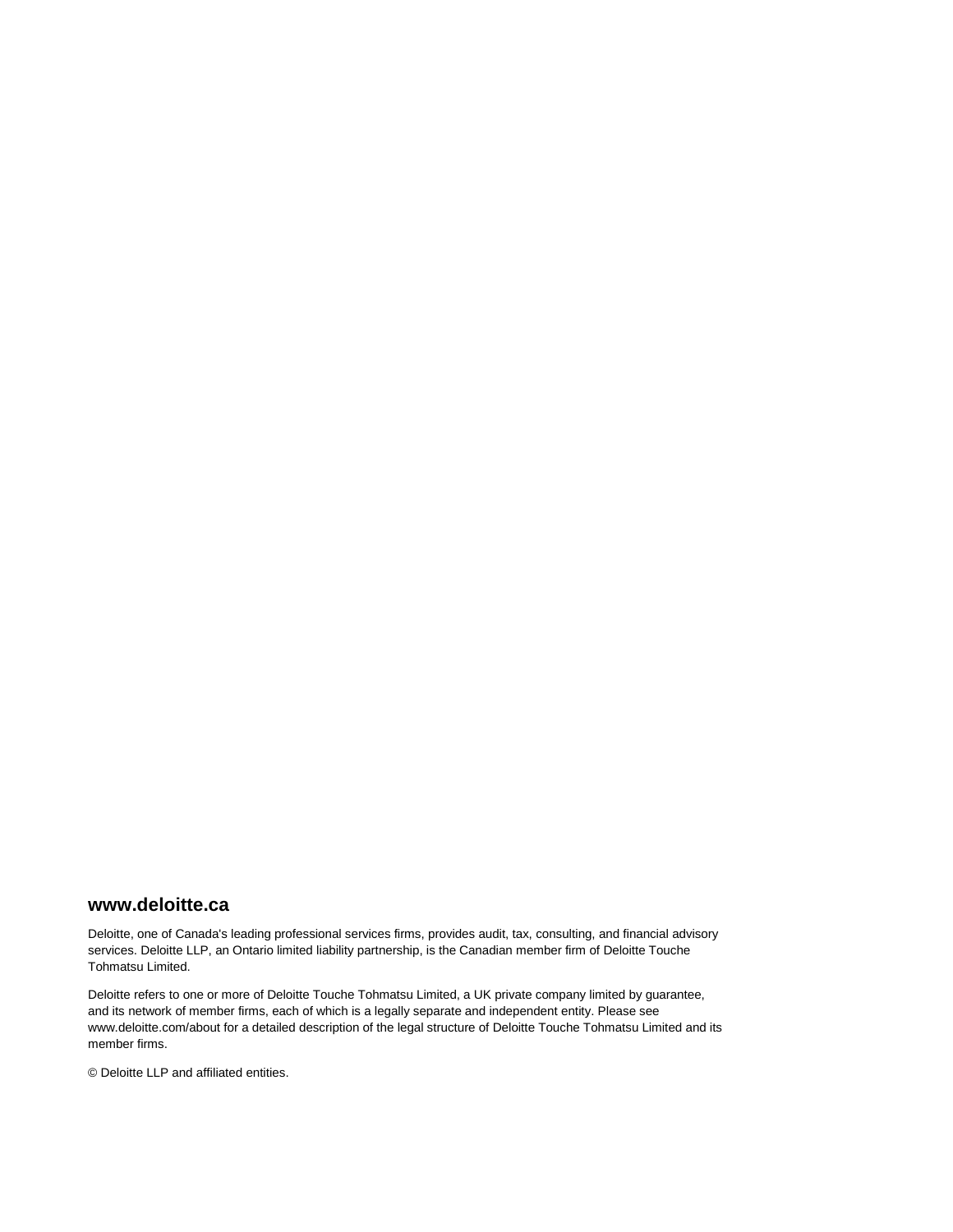**www.deloitte.ca**

Deloitte, one of Canada's leading professional services firms, provides audit, tax, consulting, and financial advisory services. Deloitte LLP, an Ontario limited liability partnership, is the Canadian member firm of Deloitte Touche Tohmatsu Limited.

Deloitte refers to one or more of Deloitte Touche Tohmatsu Limited, a UK private company limited by guarantee, and its network of member firms, each of which is a legally separate and independent entity. Please see www.deloitte.com/about for a detailed description of the legal structure of Deloitte Touche Tohmatsu Limited and its member firms.

© Deloitte LLP and affiliated entities.